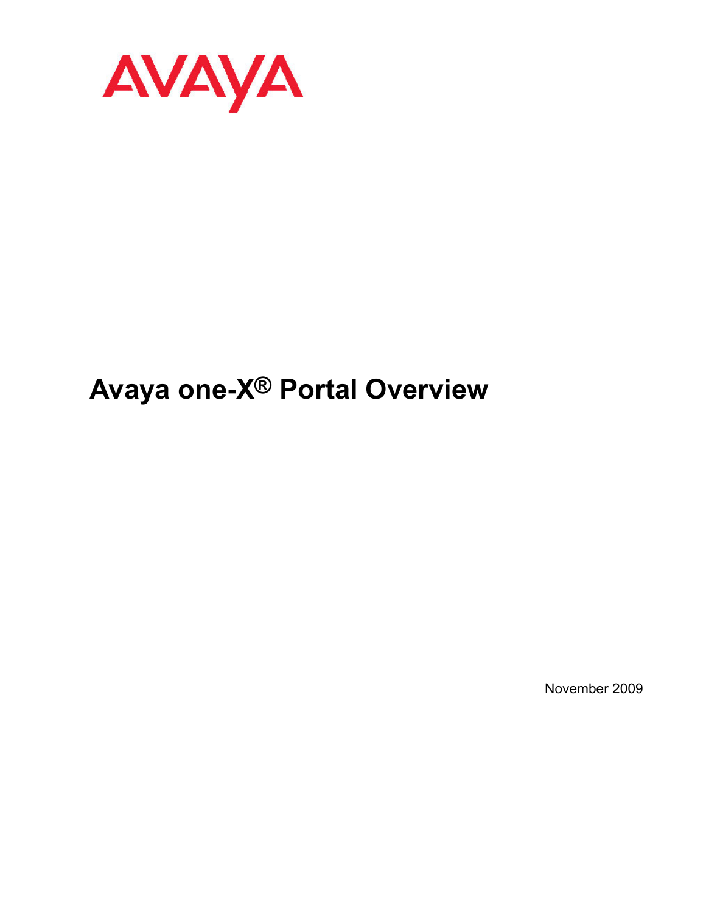AVAYA

# Avaya one-X® Portal Overview

November 2009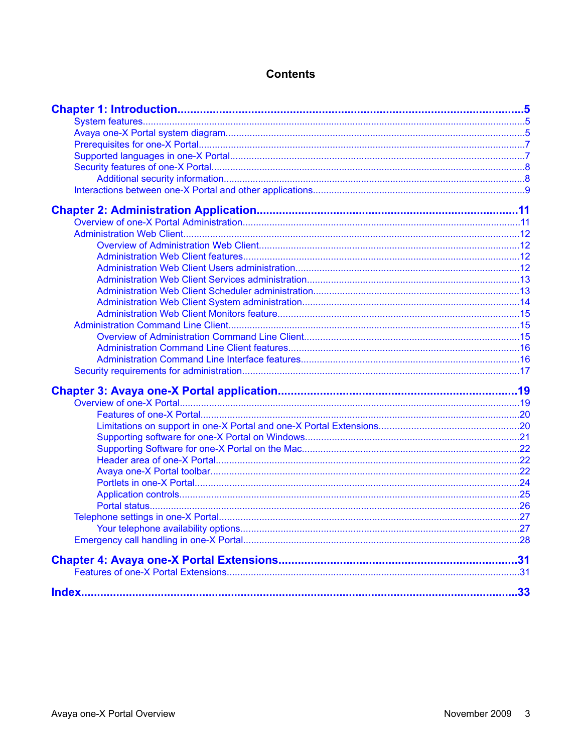# Contents

**Chapter 1: Introduction** ..... **5**

- System features ..... 5
- Avaya one-X Portal system diagram ..... 5
- Prerequisites for one-X Portal ..... 7
- Supported languages in one-X Portal ..... 7
- Security features of one-X Portal ..... 8
  - Additional security information ..... 8
- Interactions between one-X Portal and other applications ..... 9

**Chapter 2: Administration Application** ..... **11**

- Overview of one-X Portal Administration ..... 11
- Administration Web Client ..... 12
  - Overview of Administration Web Client ..... 12
  - Administration Web Client features ..... 12
  - Administration Web Client Users administration ..... 12
  - Administration Web Client Services administration ..... 13
  - Administration Web Client Scheduler administration ..... 13
  - Administration Web Client System administration ..... 14
  - Administration Web Client Monitors feature ..... 15
- Administration Command Line Client ..... 15
  - Overview of Administration Command Line Client ..... 15
  - Administration Command Line Client features ..... 16
  - Administration Command Line Interface features ..... 16
- Security requirements for administration ..... 17

**Chapter 3: Avaya one-X Portal application** ..... **19**

- Overview of one-X Portal ..... 19
  - Features of one-X Portal ..... 20
  - Limitations on support in one-X Portal and one-X Portal Extensions ..... 20
  - Supporting software for one-X Portal on Windows ..... 21
  - Supporting Software for one-X Portal on the Mac ..... 22
  - Header area of one-X Portal ..... 22
  - Avaya one-X Portal toolbar ..... 22
  - Portlets in one-X Portal ..... 24
  - Application controls ..... 25
  - Portal status ..... 26
- Telephone settings in one-X Portal ..... 27
  - Your telephone availability options ..... 27
- Emergency call handling in one-X Portal ..... 28

**Chapter 4: Avaya one-X Portal Extensions** ..... **31**

- Features of one-X Portal Extensions ..... 31

**Index** ..... **33**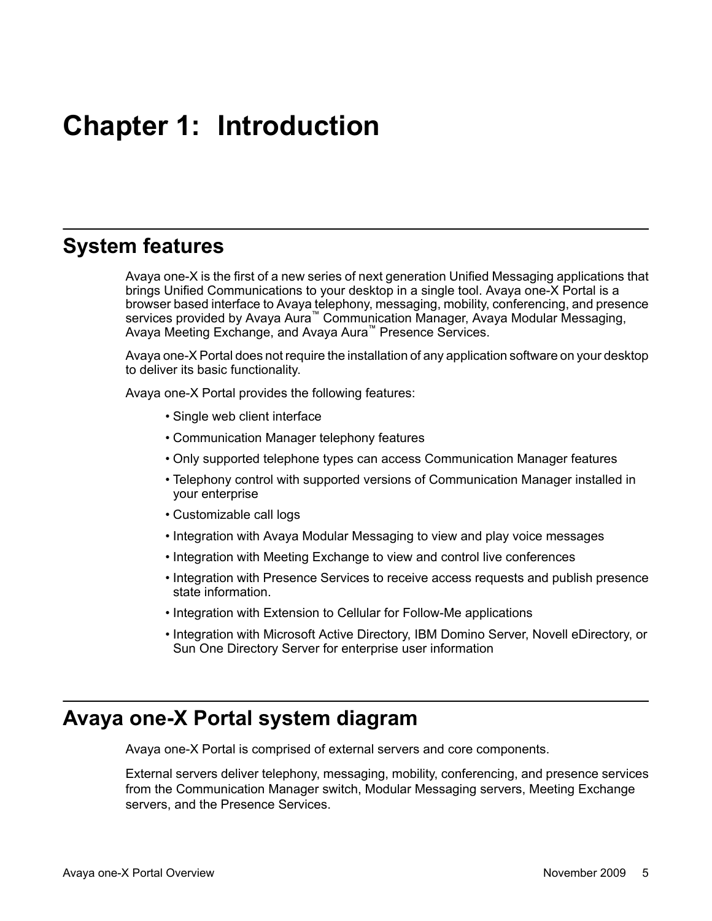# Chapter 1: Introduction

## System features

Avaya one-X is the first of a new series of next generation Unified Messaging applications that brings Unified Communications to your desktop in a single tool. Avaya one-X Portal is a browser based interface to Avaya telephony, messaging, mobility, conferencing, and presence services provided by Avaya Aura™ Communication Manager, Avaya Modular Messaging, Avaya Meeting Exchange, and Avaya Aura™ Presence Services.

Avaya one-X Portal does not require the installation of any application software on your desktop to deliver its basic functionality.

Avaya one-X Portal provides the following features:

- Single web client interface
- Communication Manager telephony features
- Only supported telephone types can access Communication Manager features
- Telephony control with supported versions of Communication Manager installed in your enterprise
- Customizable call logs
- Integration with Avaya Modular Messaging to view and play voice messages
- Integration with Meeting Exchange to view and control live conferences
- Integration with Presence Services to receive access requests and publish presence state information.
- Integration with Extension to Cellular for Follow-Me applications
- Integration with Microsoft Active Directory, IBM Domino Server, Novell eDirectory, or Sun One Directory Server for enterprise user information

## Avaya one-X Portal system diagram

Avaya one-X Portal is comprised of external servers and core components.

External servers deliver telephony, messaging, mobility, conferencing, and presence services from the Communication Manager switch, Modular Messaging servers, Meeting Exchange servers, and the Presence Services.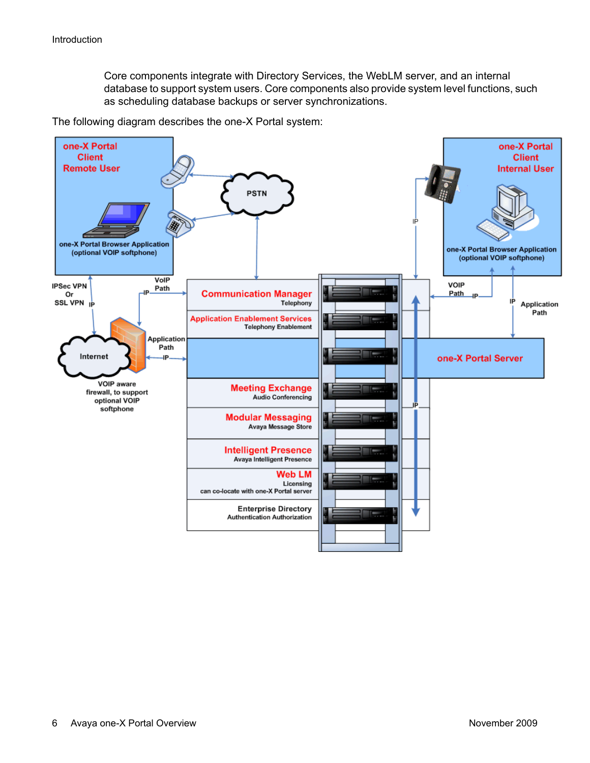Core components integrate with Directory Services, the WebLM server, and an internal database to support system users. Core components also provide system level functions, such as scheduling database backups or server synchronizations.

The following diagram describes the one-X Portal system: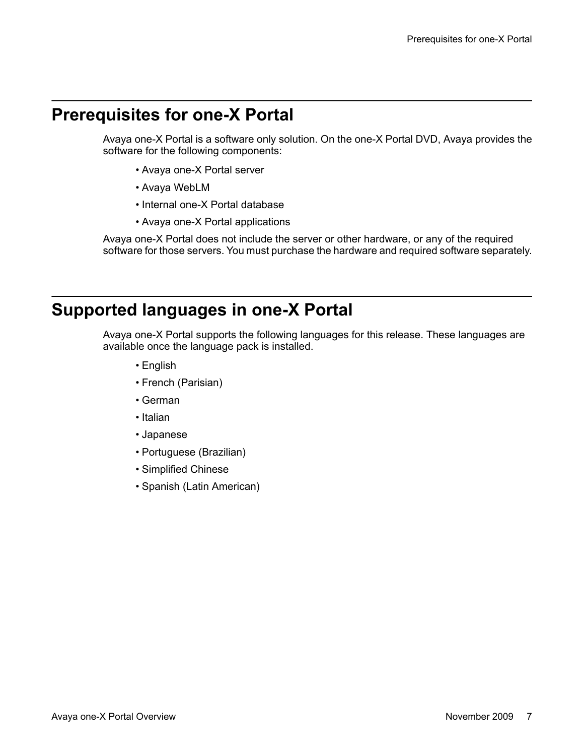## Prerequisites for one-X Portal

Avaya one-X Portal is a software only solution. On the one-X Portal DVD, Avaya provides the software for the following components:

- Avaya one-X Portal server
- Avaya WebLM
- Internal one-X Portal database
- Avaya one-X Portal applications

Avaya one-X Portal does not include the server or other hardware, or any of the required software for those servers. You must purchase the hardware and required software separately.

## Supported languages in one-X Portal

Avaya one-X Portal supports the following languages for this release. These languages are available once the language pack is installed.

- English
- French (Parisian)
- German
- Italian
- Japanese
- Portuguese (Brazilian)
- Simplified Chinese
- Spanish (Latin American)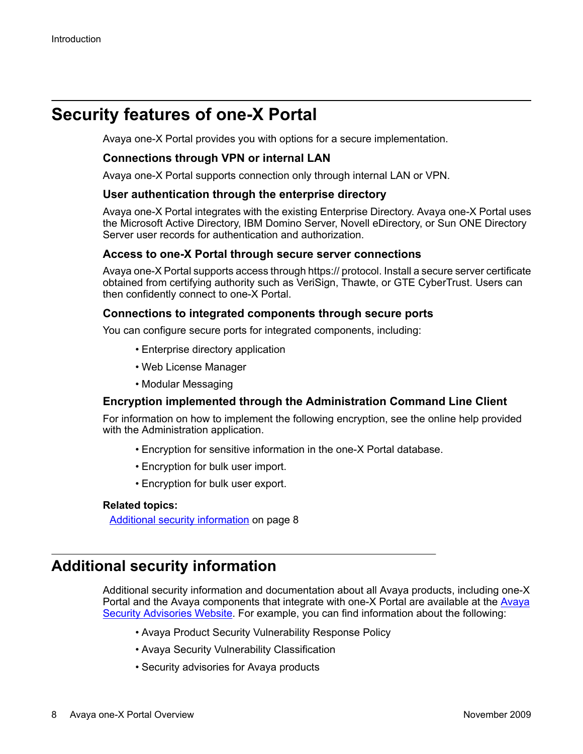## Security features of one-X Portal

Avaya one-X Portal provides you with options for a secure implementation.

### Connections through VPN or internal LAN

Avaya one-X Portal supports connection only through internal LAN or VPN.

### User authentication through the enterprise directory

Avaya one-X Portal integrates with the existing Enterprise Directory. Avaya one-X Portal uses the Microsoft Active Directory, IBM Domino Server, Novell eDirectory, or Sun ONE Directory Server user records for authentication and authorization.

### Access to one-X Portal through secure server connections

Avaya one-X Portal supports access through https:// protocol. Install a secure server certificate obtained from certifying authority such as VeriSign, Thawte, or GTE CyberTrust. Users can then confidently connect to one-X Portal.

### Connections to integrated components through secure ports

You can configure secure ports for integrated components, including:

- Enterprise directory application
- Web License Manager
- Modular Messaging

### Encryption implemented through the Administration Command Line Client

For information on how to implement the following encryption, see the online help provided with the Administration application.

- Encryption for sensitive information in the one-X Portal database.
- Encryption for bulk user import.
- Encryption for bulk user export.

**Related topics:**

Additional security information on page 8

## Additional security information

Additional security information and documentation about all Avaya products, including one-X Portal and the Avaya components that integrate with one-X Portal are available at the Avaya Security Advisories Website. For example, you can find information about the following:

- Avaya Product Security Vulnerability Response Policy
- Avaya Security Vulnerability Classification
- Security advisories for Avaya products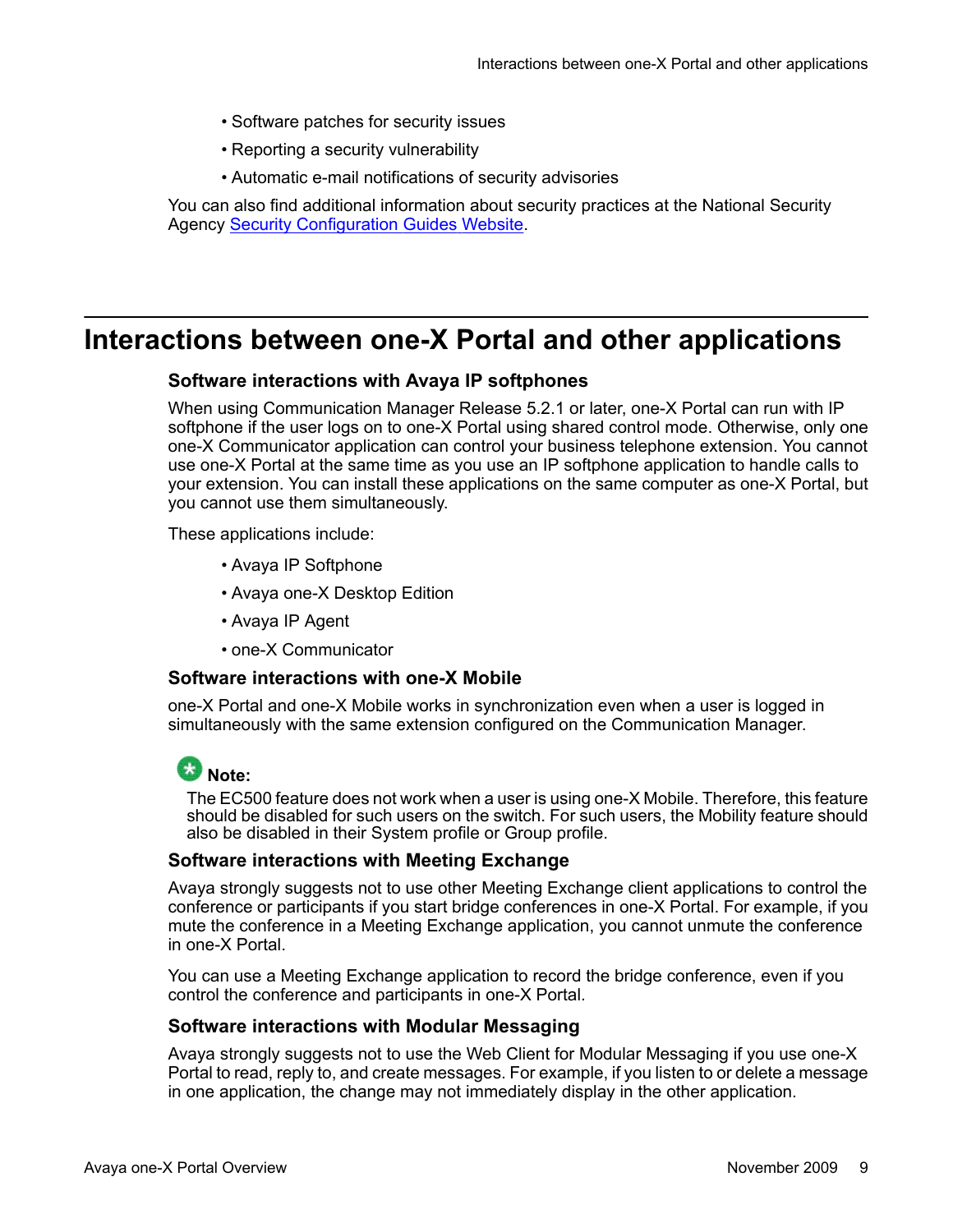- Software patches for security issues
- Reporting a security vulnerability
- Automatic e-mail notifications of security advisories

You can also find additional information about security practices at the National Security Agency Security Configuration Guides Website.

## Interactions between one-X Portal and other applications

### Software interactions with Avaya IP softphones

When using Communication Manager Release 5.2.1 or later, one-X Portal can run with IP softphone if the user logs on to one-X Portal using shared control mode. Otherwise, only one one-X Communicator application can control your business telephone extension. You cannot use one-X Portal at the same time as you use an IP softphone application to handle calls to your extension. You can install these applications on the same computer as one-X Portal, but you cannot use them simultaneously.

These applications include:

- Avaya IP Softphone
- Avaya one-X Desktop Edition
- Avaya IP Agent
- one-X Communicator

### Software interactions with one-X Mobile

one-X Portal and one-X Mobile works in synchronization even when a user is logged in simultaneously with the same extension configured on the Communication Manager.

**Note:**

The EC500 feature does not work when a user is using one-X Mobile. Therefore, this feature should be disabled for such users on the switch. For such users, the Mobility feature should also be disabled in their System profile or Group profile.

### Software interactions with Meeting Exchange

Avaya strongly suggests not to use other Meeting Exchange client applications to control the conference or participants if you start bridge conferences in one-X Portal. For example, if you mute the conference in a Meeting Exchange application, you cannot unmute the conference in one-X Portal.

You can use a Meeting Exchange application to record the bridge conference, even if you control the conference and participants in one-X Portal.

### Software interactions with Modular Messaging

Avaya strongly suggests not to use the Web Client for Modular Messaging if you use one-X Portal to read, reply to, and create messages. For example, if you listen to or delete a message in one application, the change may not immediately display in the other application.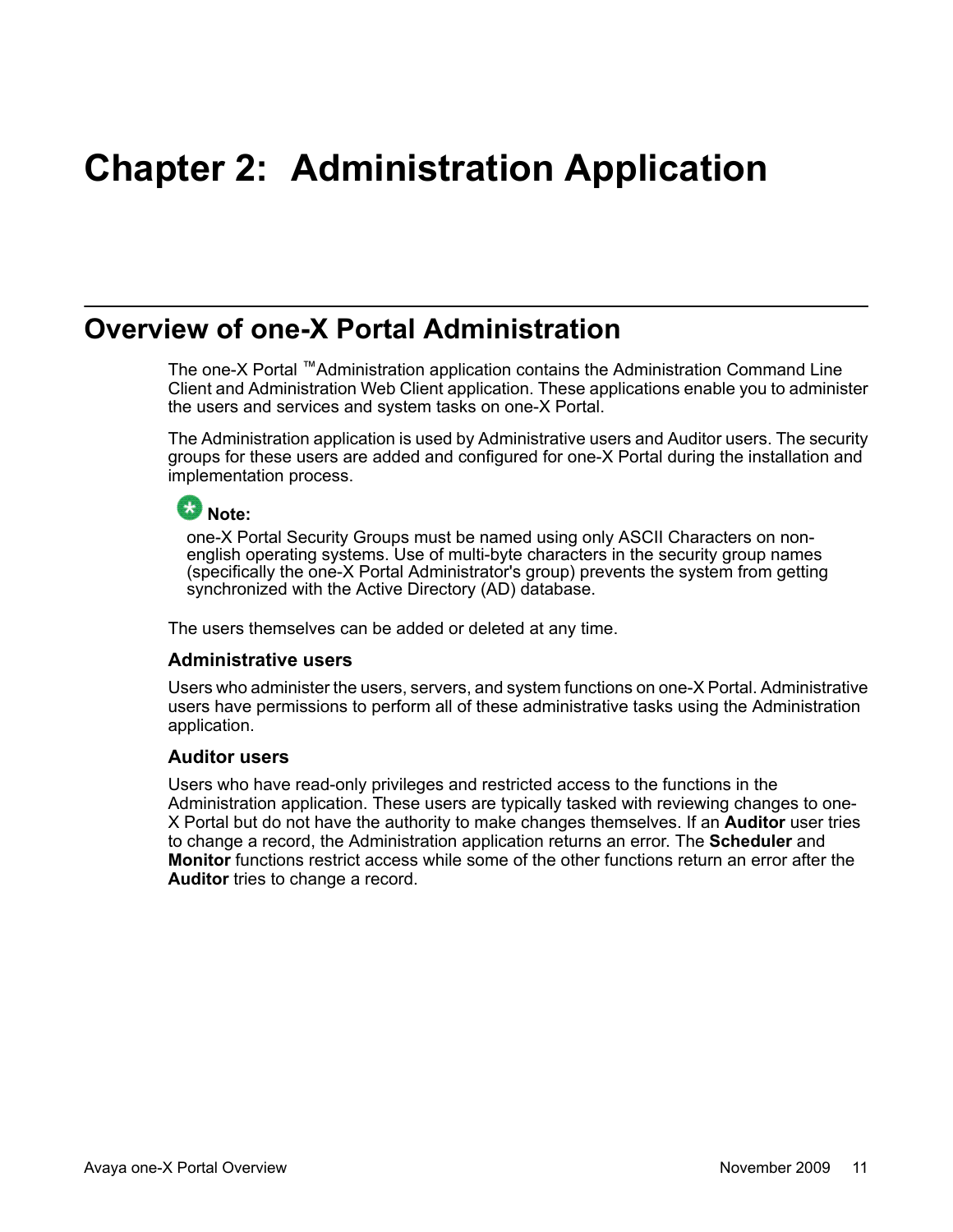# Chapter 2: Administration Application

## Overview of one-X Portal Administration

The one-X Portal ™Administration application contains the Administration Command Line Client and Administration Web Client application. These applications enable you to administer the users and services and system tasks on one-X Portal.

The Administration application is used by Administrative users and Auditor users. The security groups for these users are added and configured for one-X Portal during the installation and implementation process.

**Note:**

one-X Portal Security Groups must be named using only ASCII Characters on non-english operating systems. Use of multi-byte characters in the security group names (specifically the one-X Portal Administrator's group) prevents the system from getting synchronized with the Active Directory (AD) database.

The users themselves can be added or deleted at any time.

### Administrative users

Users who administer the users, servers, and system functions on one-X Portal. Administrative users have permissions to perform all of these administrative tasks using the Administration application.

### Auditor users

Users who have read-only privileges and restricted access to the functions in the Administration application. These users are typically tasked with reviewing changes to one-X Portal but do not have the authority to make changes themselves. If an **Auditor** user tries to change a record, the Administration application returns an error. The **Scheduler** and **Monitor** functions restrict access while some of the other functions return an error after the **Auditor** tries to change a record.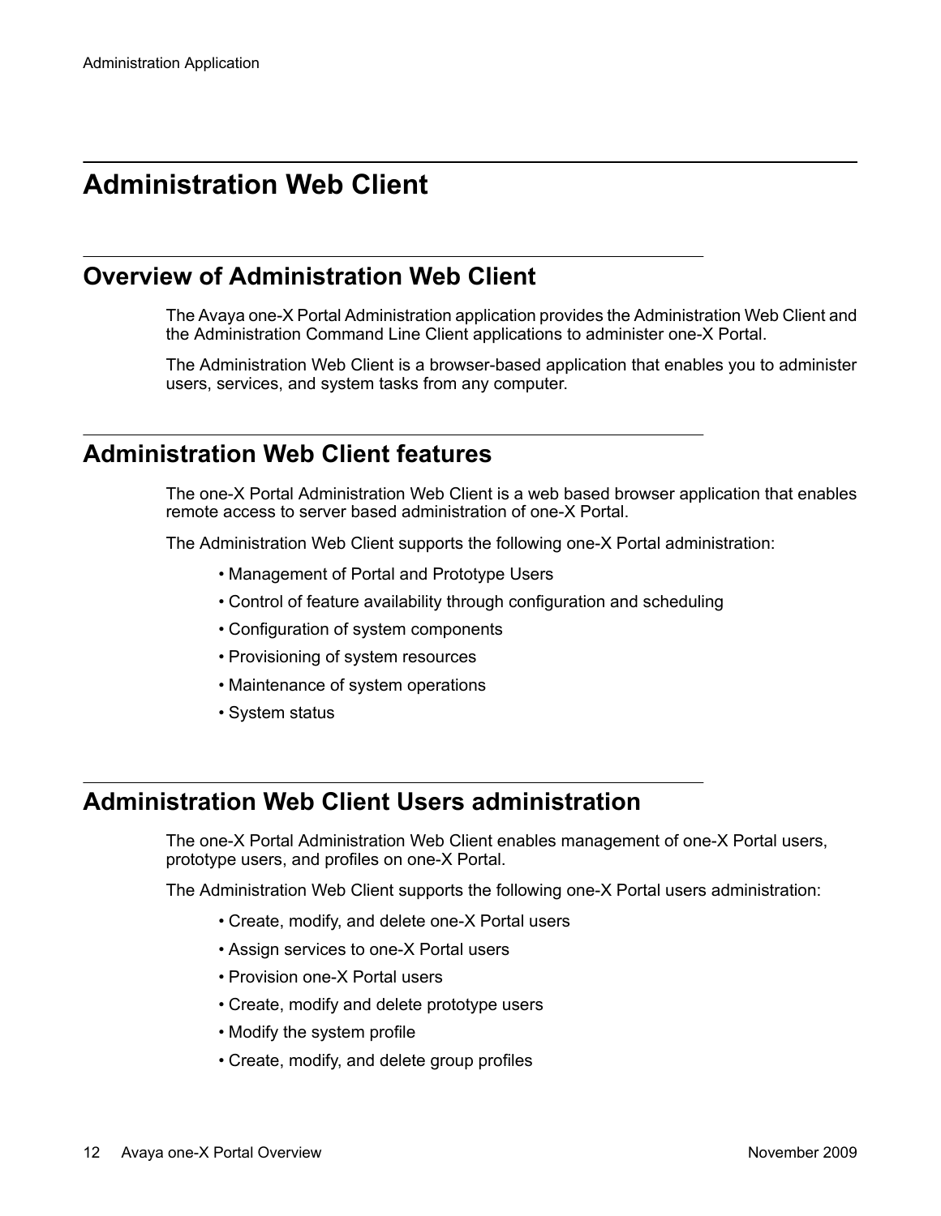# Administration Web Client

## Overview of Administration Web Client

The Avaya one-X Portal Administration application provides the Administration Web Client and the Administration Command Line Client applications to administer one-X Portal.

The Administration Web Client is a browser-based application that enables you to administer users, services, and system tasks from any computer.

## Administration Web Client features

The one-X Portal Administration Web Client is a web based browser application that enables remote access to server based administration of one-X Portal.

The Administration Web Client supports the following one-X Portal administration:

- Management of Portal and Prototype Users
- Control of feature availability through configuration and scheduling
- Configuration of system components
- Provisioning of system resources
- Maintenance of system operations
- System status

## Administration Web Client Users administration

The one-X Portal Administration Web Client enables management of one-X Portal users, prototype users, and profiles on one-X Portal.

The Administration Web Client supports the following one-X Portal users administration:

- Create, modify, and delete one-X Portal users
- Assign services to one-X Portal users
- Provision one-X Portal users
- Create, modify and delete prototype users
- Modify the system profile
- Create, modify, and delete group profiles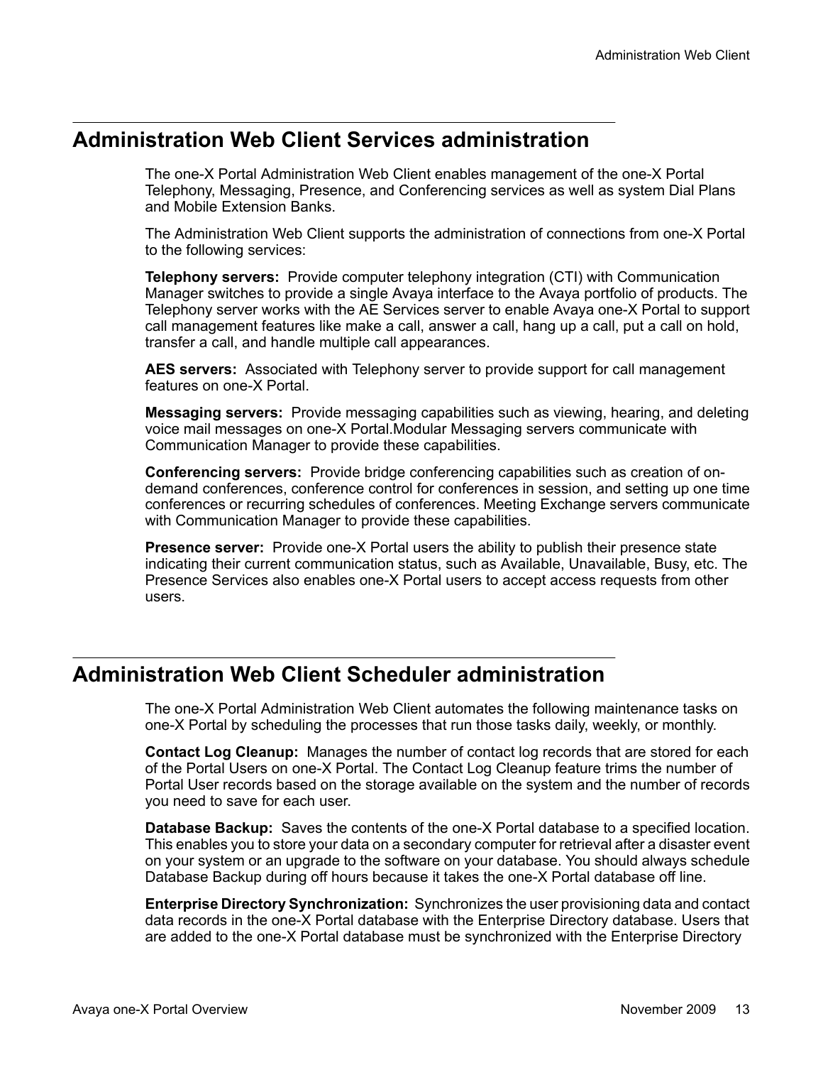## Administration Web Client Services administration

The one-X Portal Administration Web Client enables management of the one-X Portal Telephony, Messaging, Presence, and Conferencing services as well as system Dial Plans and Mobile Extension Banks.

The Administration Web Client supports the administration of connections from one-X Portal to the following services:

**Telephony servers:** Provide computer telephony integration (CTI) with Communication Manager switches to provide a single Avaya interface to the Avaya portfolio of products. The Telephony server works with the AE Services server to enable Avaya one-X Portal to support call management features like make a call, answer a call, hang up a call, put a call on hold, transfer a call, and handle multiple call appearances.

**AES servers:** Associated with Telephony server to provide support for call management features on one-X Portal.

**Messaging servers:** Provide messaging capabilities such as viewing, hearing, and deleting voice mail messages on one-X Portal.Modular Messaging servers communicate with Communication Manager to provide these capabilities.

**Conferencing servers:** Provide bridge conferencing capabilities such as creation of on-demand conferences, conference control for conferences in session, and setting up one time conferences or recurring schedules of conferences. Meeting Exchange servers communicate with Communication Manager to provide these capabilities.

**Presence server:** Provide one-X Portal users the ability to publish their presence state indicating their current communication status, such as Available, Unavailable, Busy, etc. The Presence Services also enables one-X Portal users to accept access requests from other users.

## Administration Web Client Scheduler administration

The one-X Portal Administration Web Client automates the following maintenance tasks on one-X Portal by scheduling the processes that run those tasks daily, weekly, or monthly.

**Contact Log Cleanup:** Manages the number of contact log records that are stored for each of the Portal Users on one-X Portal. The Contact Log Cleanup feature trims the number of Portal User records based on the storage available on the system and the number of records you need to save for each user.

**Database Backup:** Saves the contents of the one-X Portal database to a specified location. This enables you to store your data on a secondary computer for retrieval after a disaster event on your system or an upgrade to the software on your database. You should always schedule Database Backup during off hours because it takes the one-X Portal database off line.

**Enterprise Directory Synchronization:** Synchronizes the user provisioning data and contact data records in the one-X Portal database with the Enterprise Directory database. Users that are added to the one-X Portal database must be synchronized with the Enterprise Directory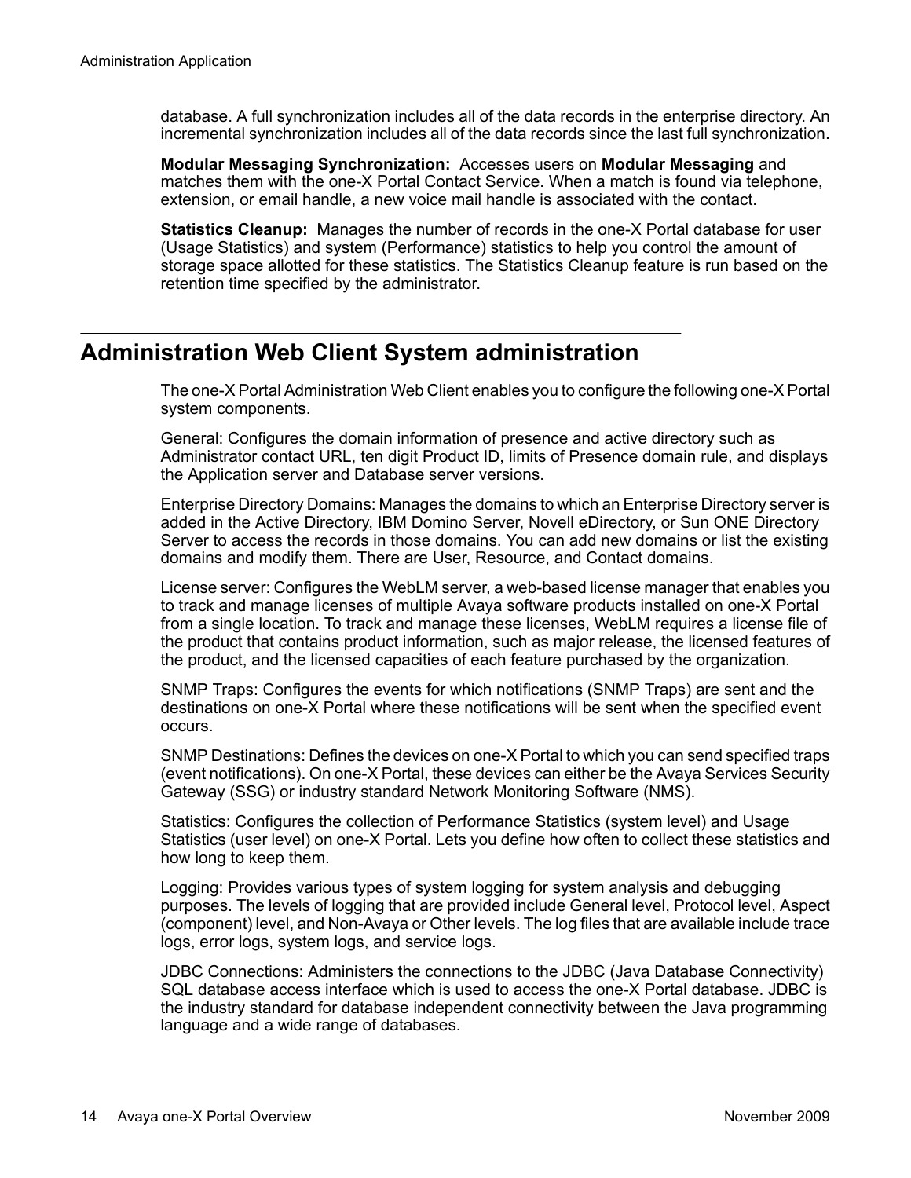database. A full synchronization includes all of the data records in the enterprise directory. An incremental synchronization includes all of the data records since the last full synchronization.

**Modular Messaging Synchronization:** Accesses users on **Modular Messaging** and matches them with the one-X Portal Contact Service. When a match is found via telephone, extension, or email handle, a new voice mail handle is associated with the contact.

**Statistics Cleanup:** Manages the number of records in the one-X Portal database for user (Usage Statistics) and system (Performance) statistics to help you control the amount of storage space allotted for these statistics. The Statistics Cleanup feature is run based on the retention time specified by the administrator.

## Administration Web Client System administration

The one-X Portal Administration Web Client enables you to configure the following one-X Portal system components.

General: Configures the domain information of presence and active directory such as Administrator contact URL, ten digit Product ID, limits of Presence domain rule, and displays the Application server and Database server versions.

Enterprise Directory Domains: Manages the domains to which an Enterprise Directory server is added in the Active Directory, IBM Domino Server, Novell eDirectory, or Sun ONE Directory Server to access the records in those domains. You can add new domains or list the existing domains and modify them. There are User, Resource, and Contact domains.

License server: Configures the WebLM server, a web-based license manager that enables you to track and manage licenses of multiple Avaya software products installed on one-X Portal from a single location. To track and manage these licenses, WebLM requires a license file of the product that contains product information, such as major release, the licensed features of the product, and the licensed capacities of each feature purchased by the organization.

SNMP Traps: Configures the events for which notifications (SNMP Traps) are sent and the destinations on one-X Portal where these notifications will be sent when the specified event occurs.

SNMP Destinations: Defines the devices on one-X Portal to which you can send specified traps (event notifications). On one-X Portal, these devices can either be the Avaya Services Security Gateway (SSG) or industry standard Network Monitoring Software (NMS).

Statistics: Configures the collection of Performance Statistics (system level) and Usage Statistics (user level) on one-X Portal. Lets you define how often to collect these statistics and how long to keep them.

Logging: Provides various types of system logging for system analysis and debugging purposes. The levels of logging that are provided include General level, Protocol level, Aspect (component) level, and Non-Avaya or Other levels. The log files that are available include trace logs, error logs, system logs, and service logs.

JDBC Connections: Administers the connections to the JDBC (Java Database Connectivity) SQL database access interface which is used to access the one-X Portal database. JDBC is the industry standard for database independent connectivity between the Java programming language and a wide range of databases.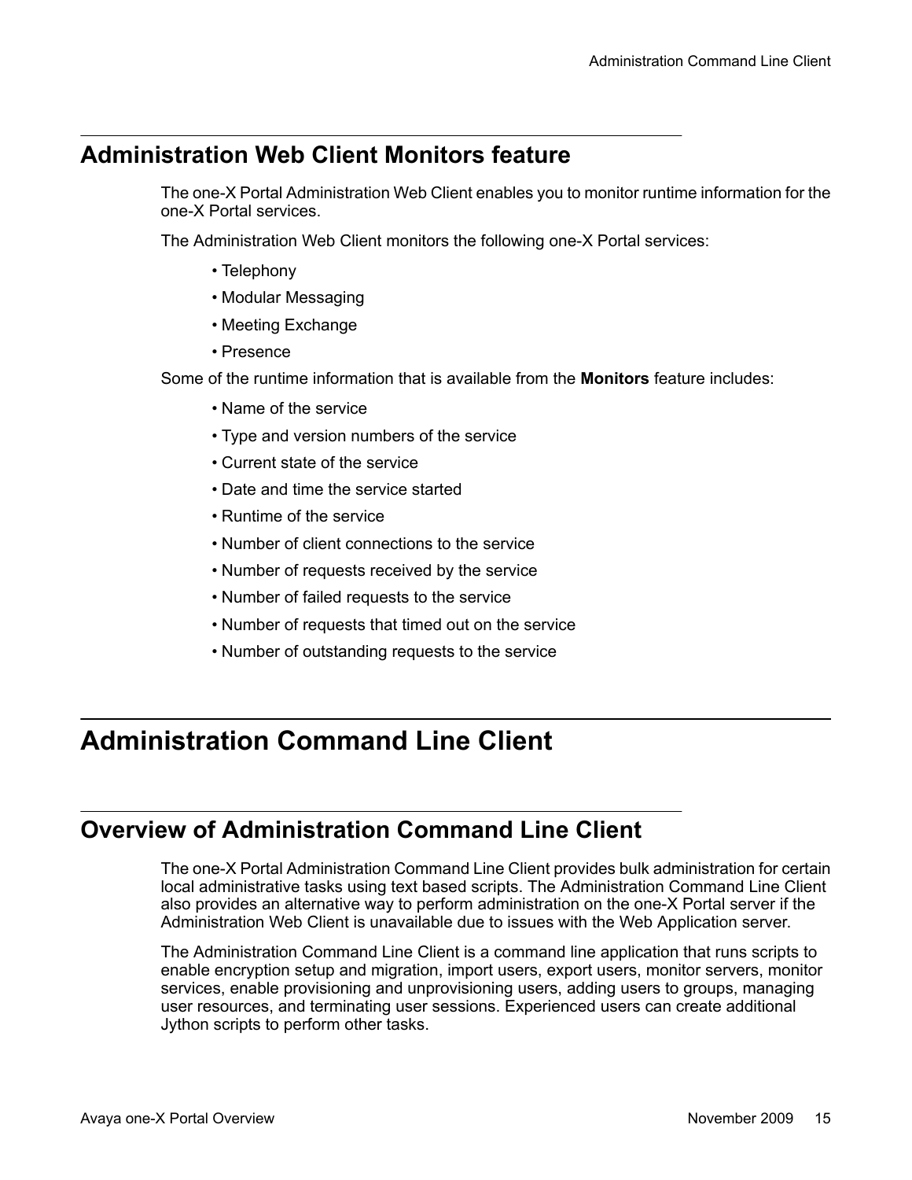## Administration Web Client Monitors feature

The one-X Portal Administration Web Client enables you to monitor runtime information for the one-X Portal services.

The Administration Web Client monitors the following one-X Portal services:

- Telephony
- Modular Messaging
- Meeting Exchange
- Presence

Some of the runtime information that is available from the **Monitors** feature includes:

- Name of the service
- Type and version numbers of the service
- Current state of the service
- Date and time the service started
- Runtime of the service
- Number of client connections to the service
- Number of requests received by the service
- Number of failed requests to the service
- Number of requests that timed out on the service
- Number of outstanding requests to the service

# Administration Command Line Client

## Overview of Administration Command Line Client

The one-X Portal Administration Command Line Client provides bulk administration for certain local administrative tasks using text based scripts. The Administration Command Line Client also provides an alternative way to perform administration on the one-X Portal server if the Administration Web Client is unavailable due to issues with the Web Application server.

The Administration Command Line Client is a command line application that runs scripts to enable encryption setup and migration, import users, export users, monitor servers, monitor services, enable provisioning and unprovisioning users, adding users to groups, managing user resources, and terminating user sessions. Experienced users can create additional Jython scripts to perform other tasks.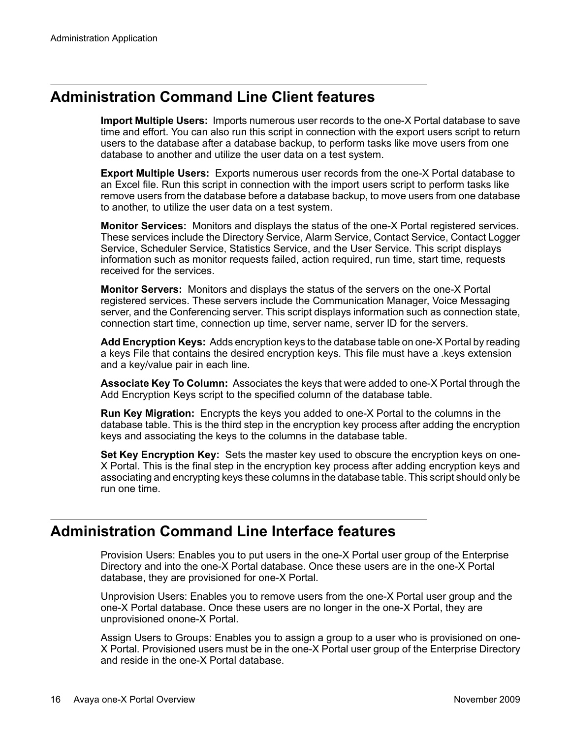## Administration Command Line Client features

**Import Multiple Users:** Imports numerous user records to the one-X Portal database to save time and effort. You can also run this script in connection with the export users script to return users to the database after a database backup, to perform tasks like move users from one database to another and utilize the user data on a test system.

**Export Multiple Users:** Exports numerous user records from the one-X Portal database to an Excel file. Run this script in connection with the import users script to perform tasks like remove users from the database before a database backup, to move users from one database to another, to utilize the user data on a test system.

**Monitor Services:** Monitors and displays the status of the one-X Portal registered services. These services include the Directory Service, Alarm Service, Contact Service, Contact Logger Service, Scheduler Service, Statistics Service, and the User Service. This script displays information such as monitor requests failed, action required, run time, start time, requests received for the services.

**Monitor Servers:** Monitors and displays the status of the servers on the one-X Portal registered services. These servers include the Communication Manager, Voice Messaging server, and the Conferencing server. This script displays information such as connection state, connection start time, connection up time, server name, server ID for the servers.

**Add Encryption Keys:** Adds encryption keys to the database table on one-X Portal by reading a keys File that contains the desired encryption keys. This file must have a .keys extension and a key/value pair in each line.

**Associate Key To Column:** Associates the keys that were added to one-X Portal through the Add Encryption Keys script to the specified column of the database table.

**Run Key Migration:** Encrypts the keys you added to one-X Portal to the columns in the database table. This is the third step in the encryption key process after adding the encryption keys and associating the keys to the columns in the database table.

**Set Key Encryption Key:** Sets the master key used to obscure the encryption keys on one-X Portal. This is the final step in the encryption key process after adding encryption keys and associating and encrypting keys these columns in the database table. This script should only be run one time.

## Administration Command Line Interface features

Provision Users: Enables you to put users in the one-X Portal user group of the Enterprise Directory and into the one-X Portal database. Once these users are in the one-X Portal database, they are provisioned for one-X Portal.

Unprovision Users: Enables you to remove users from the one-X Portal user group and the one-X Portal database. Once these users are no longer in the one-X Portal, they are unprovisioned onone-X Portal.

Assign Users to Groups: Enables you to assign a group to a user who is provisioned on one-X Portal. Provisioned users must be in the one-X Portal user group of the Enterprise Directory and reside in the one-X Portal database.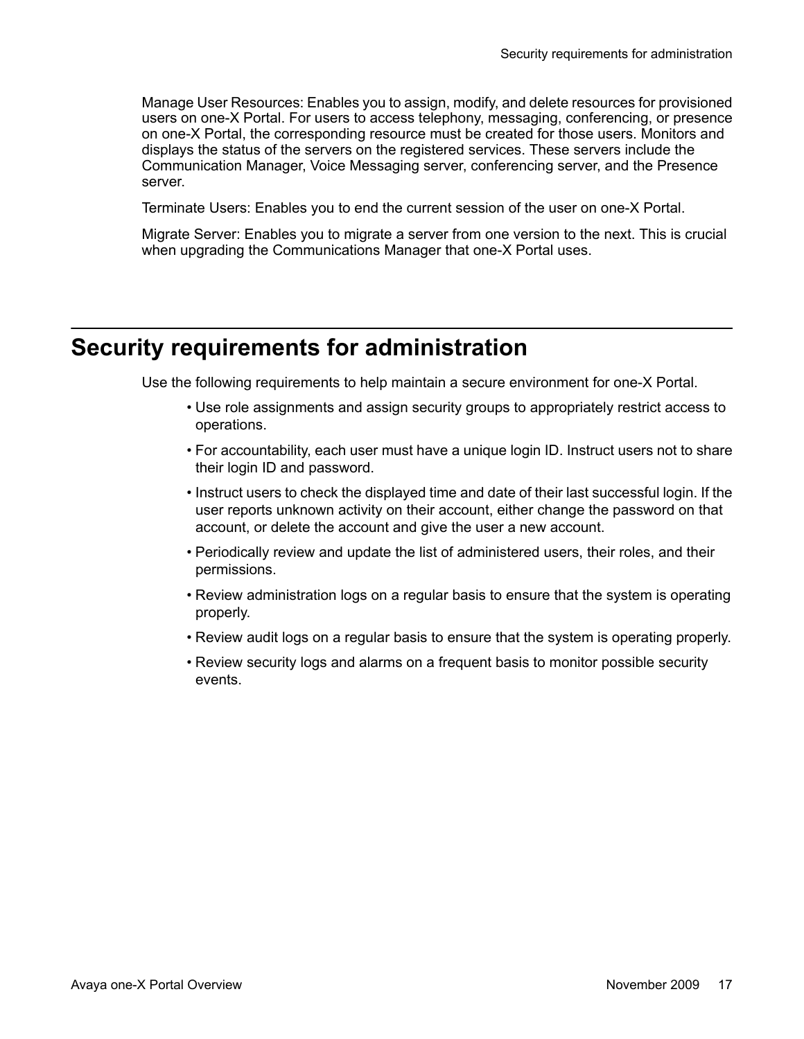Manage User Resources: Enables you to assign, modify, and delete resources for provisioned users on one-X Portal. For users to access telephony, messaging, conferencing, or presence on one-X Portal, the corresponding resource must be created for those users. Monitors and displays the status of the servers on the registered services. These servers include the Communication Manager, Voice Messaging server, conferencing server, and the Presence server.

Terminate Users: Enables you to end the current session of the user on one-X Portal.

Migrate Server: Enables you to migrate a server from one version to the next. This is crucial when upgrading the Communications Manager that one-X Portal uses.

## Security requirements for administration

Use the following requirements to help maintain a secure environment for one-X Portal.

- Use role assignments and assign security groups to appropriately restrict access to operations.
- For accountability, each user must have a unique login ID. Instruct users not to share their login ID and password.
- Instruct users to check the displayed time and date of their last successful login. If the user reports unknown activity on their account, either change the password on that account, or delete the account and give the user a new account.
- Periodically review and update the list of administered users, their roles, and their permissions.
- Review administration logs on a regular basis to ensure that the system is operating properly.
- Review audit logs on a regular basis to ensure that the system is operating properly.
- Review security logs and alarms on a frequent basis to monitor possible security events.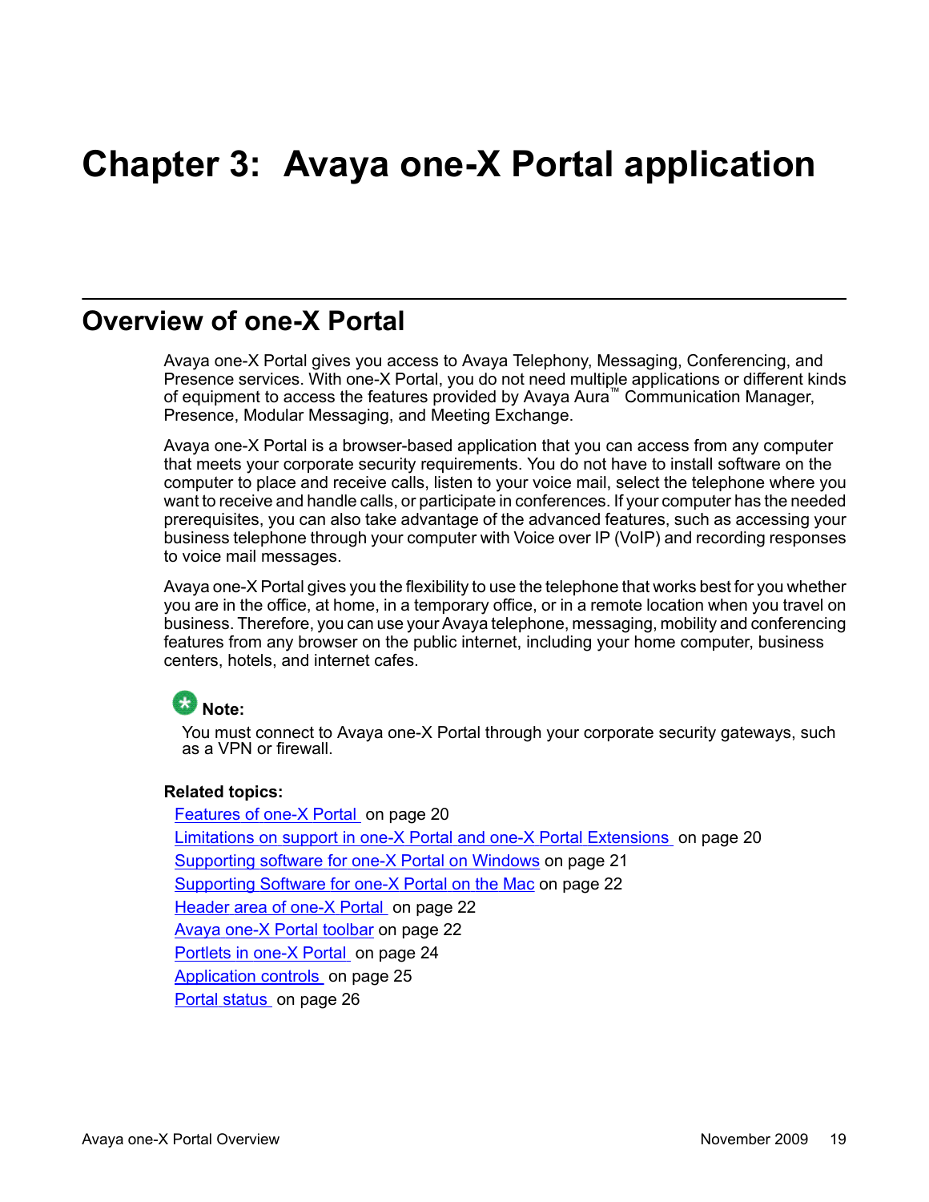# Chapter 3: Avaya one-X Portal application

## Overview of one-X Portal

Avaya one-X Portal gives you access to Avaya Telephony, Messaging, Conferencing, and Presence services. With one-X Portal, you do not need multiple applications or different kinds of equipment to access the features provided by Avaya Aura™ Communication Manager, Presence, Modular Messaging, and Meeting Exchange.

Avaya one-X Portal is a browser-based application that you can access from any computer that meets your corporate security requirements. You do not have to install software on the computer to place and receive calls, listen to your voice mail, select the telephone where you want to receive and handle calls, or participate in conferences. If your computer has the needed prerequisites, you can also take advantage of the advanced features, such as accessing your business telephone through your computer with Voice over IP (VoIP) and recording responses to voice mail messages.

Avaya one-X Portal gives you the flexibility to use the telephone that works best for you whether you are in the office, at home, in a temporary office, or in a remote location when you travel on business. Therefore, you can use your Avaya telephone, messaging, mobility and conferencing features from any browser on the public internet, including your home computer, business centers, hotels, and internet cafes.

**Note:**

You must connect to Avaya one-X Portal through your corporate security gateways, such as a VPN or firewall.

**Related topics:**

Features of one-X Portal on page 20
Limitations on support in one-X Portal and one-X Portal Extensions on page 20
Supporting software for one-X Portal on Windows on page 21
Supporting Software for one-X Portal on the Mac on page 22
Header area of one-X Portal on page 22
Avaya one-X Portal toolbar on page 22
Portlets in one-X Portal on page 24
Application controls on page 25
Portal status on page 26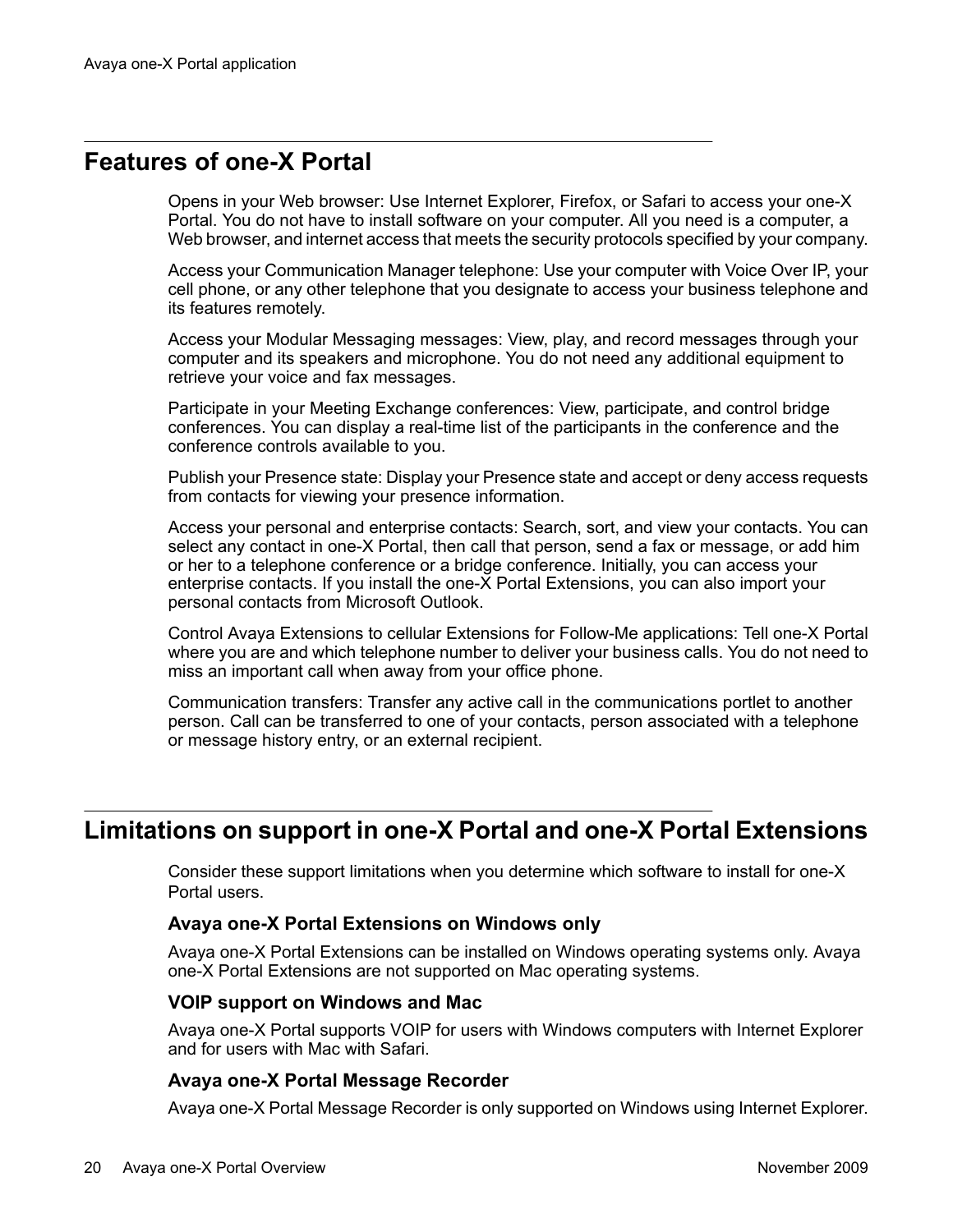## Features of one-X Portal

Opens in your Web browser: Use Internet Explorer, Firefox, or Safari to access your one-X Portal. You do not have to install software on your computer. All you need is a computer, a Web browser, and internet access that meets the security protocols specified by your company.

Access your Communication Manager telephone: Use your computer with Voice Over IP, your cell phone, or any other telephone that you designate to access your business telephone and its features remotely.

Access your Modular Messaging messages: View, play, and record messages through your computer and its speakers and microphone. You do not need any additional equipment to retrieve your voice and fax messages.

Participate in your Meeting Exchange conferences: View, participate, and control bridge conferences. You can display a real-time list of the participants in the conference and the conference controls available to you.

Publish your Presence state: Display your Presence state and accept or deny access requests from contacts for viewing your presence information.

Access your personal and enterprise contacts: Search, sort, and view your contacts. You can select any contact in one-X Portal, then call that person, send a fax or message, or add him or her to a telephone conference or a bridge conference. Initially, you can access your enterprise contacts. If you install the one-X Portal Extensions, you can also import your personal contacts from Microsoft Outlook.

Control Avaya Extensions to cellular Extensions for Follow-Me applications: Tell one-X Portal where you are and which telephone number to deliver your business calls. You do not need to miss an important call when away from your office phone.

Communication transfers: Transfer any active call in the communications portlet to another person. Call can be transferred to one of your contacts, person associated with a telephone or message history entry, or an external recipient.

## Limitations on support in one-X Portal and one-X Portal Extensions

Consider these support limitations when you determine which software to install for one-X Portal users.

### Avaya one-X Portal Extensions on Windows only

Avaya one-X Portal Extensions can be installed on Windows operating systems only. Avaya one-X Portal Extensions are not supported on Mac operating systems.

### VOIP support on Windows and Mac

Avaya one-X Portal supports VOIP for users with Windows computers with Internet Explorer and for users with Mac with Safari.

### Avaya one-X Portal Message Recorder

Avaya one-X Portal Message Recorder is only supported on Windows using Internet Explorer.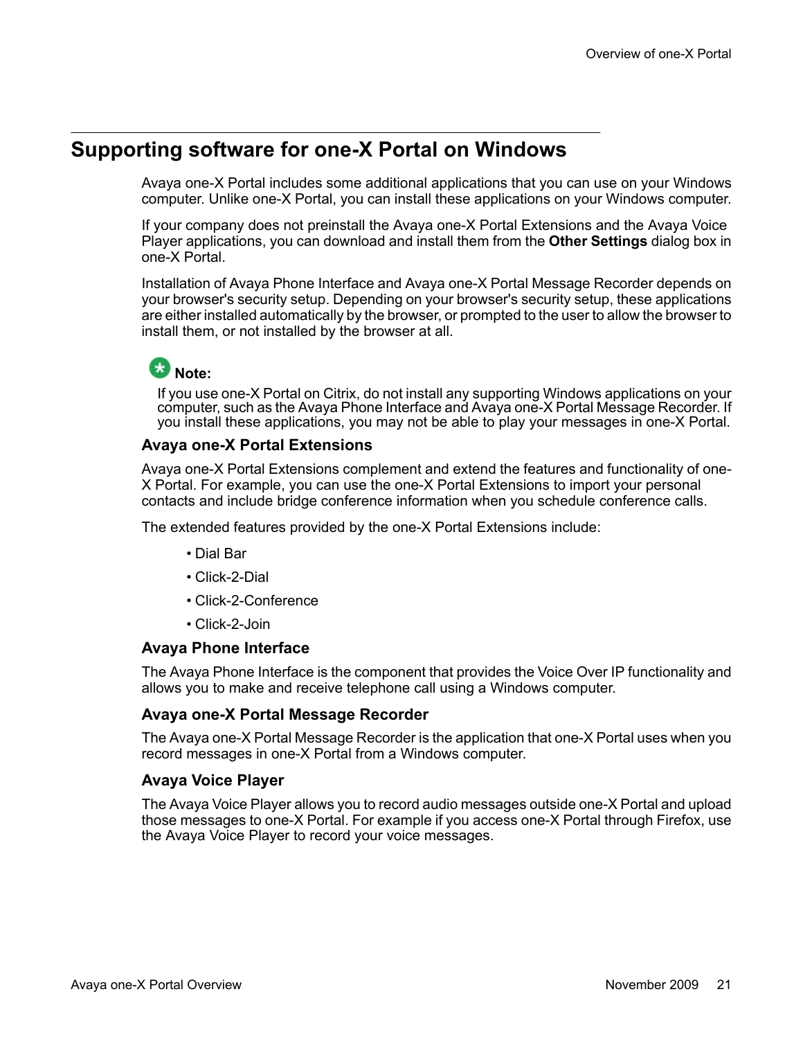## Supporting software for one-X Portal on Windows

Avaya one-X Portal includes some additional applications that you can use on your Windows computer. Unlike one-X Portal, you can install these applications on your Windows computer.

If your company does not preinstall the Avaya one-X Portal Extensions and the Avaya Voice Player applications, you can download and install them from the **Other Settings** dialog box in one-X Portal.

Installation of Avaya Phone Interface and Avaya one-X Portal Message Recorder depends on your browser's security setup. Depending on your browser's security setup, these applications are either installed automatically by the browser, or prompted to the user to allow the browser to install them, or not installed by the browser at all.

**Note:**

If you use one-X Portal on Citrix, do not install any supporting Windows applications on your computer, such as the Avaya Phone Interface and Avaya one-X Portal Message Recorder. If you install these applications, you may not be able to play your messages in one-X Portal.

### Avaya one-X Portal Extensions

Avaya one-X Portal Extensions complement and extend the features and functionality of one-X Portal. For example, you can use the one-X Portal Extensions to import your personal contacts and include bridge conference information when you schedule conference calls.

The extended features provided by the one-X Portal Extensions include:

- Dial Bar
- Click-2-Dial
- Click-2-Conference
- Click-2-Join

### Avaya Phone Interface

The Avaya Phone Interface is the component that provides the Voice Over IP functionality and allows you to make and receive telephone call using a Windows computer.

### Avaya one-X Portal Message Recorder

The Avaya one-X Portal Message Recorder is the application that one-X Portal uses when you record messages in one-X Portal from a Windows computer.

### Avaya Voice Player

The Avaya Voice Player allows you to record audio messages outside one-X Portal and upload those messages to one-X Portal. For example if you access one-X Portal through Firefox, use the Avaya Voice Player to record your voice messages.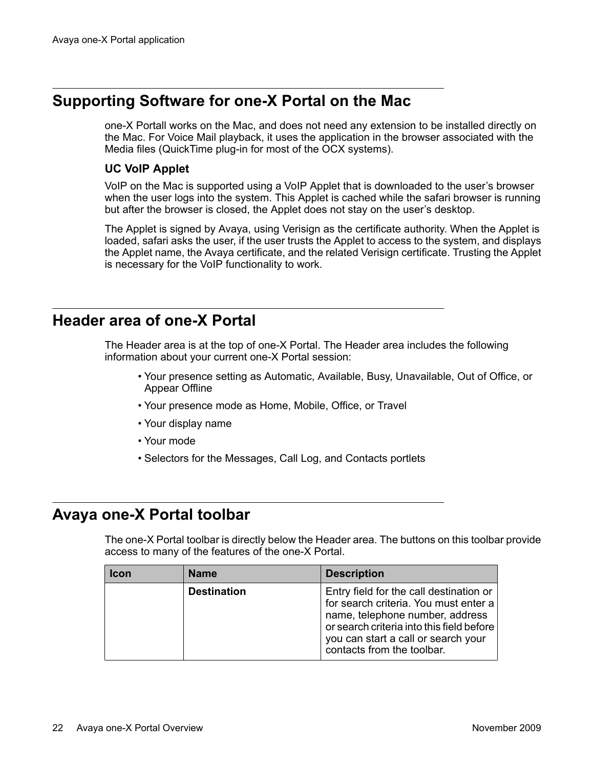## Supporting Software for one-X Portal on the Mac

one-X Portall works on the Mac, and does not need any extension to be installed directly on the Mac. For Voice Mail playback, it uses the application in the browser associated with the Media files (QuickTime plug-in for most of the OCX systems).

### UC VoIP Applet

VoIP on the Mac is supported using a VoIP Applet that is downloaded to the user's browser when the user logs into the system. This Applet is cached while the safari browser is running but after the browser is closed, the Applet does not stay on the user's desktop.

The Applet is signed by Avaya, using Verisign as the certificate authority. When the Applet is loaded, safari asks the user, if the user trusts the Applet to access to the system, and displays the Applet name, the Avaya certificate, and the related Verisign certificate. Trusting the Applet is necessary for the VoIP functionality to work.

## Header area of one-X Portal

The Header area is at the top of one-X Portal. The Header area includes the following information about your current one-X Portal session:

- Your presence setting as Automatic, Available, Busy, Unavailable, Out of Office, or Appear Offline
- Your presence mode as Home, Mobile, Office, or Travel
- Your display name
- Your mode
- Selectors for the Messages, Call Log, and Contacts portlets

## Avaya one-X Portal toolbar

The one-X Portal toolbar is directly below the Header area. The buttons on this toolbar provide access to many of the features of the one-X Portal.

| Icon | Name | Description |
| --- | --- | --- |
| | **Destination** | Entry field for the call destination or for search criteria. You must enter a name, telephone number, address or search criteria into this field before you can start a call or search your contacts from the toolbar. |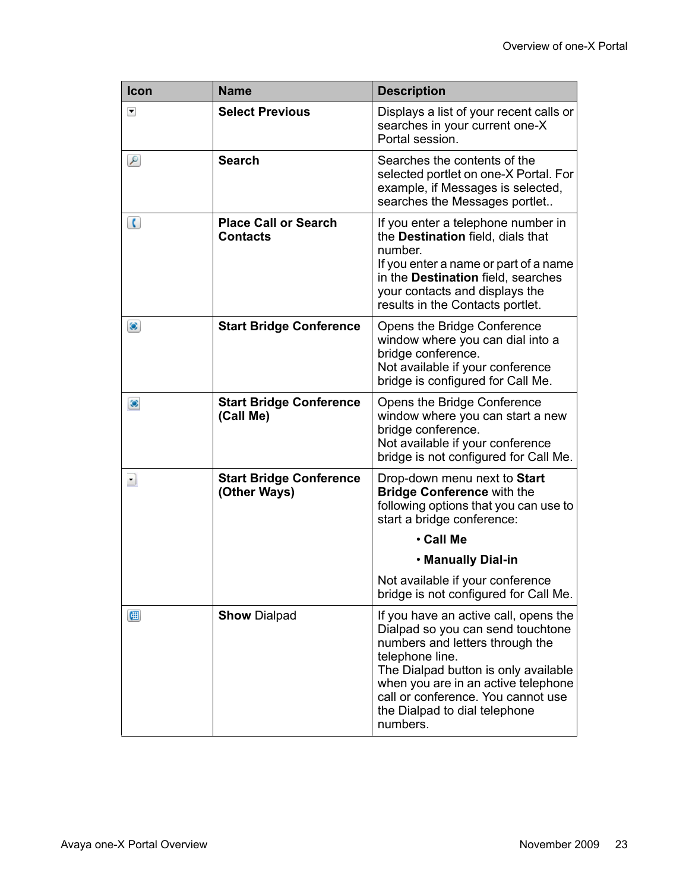| Icon | Name | Description |
|---|---|---|
| | **Select Previous** | Displays a list of your recent calls or searches in your current one-X Portal session. |
| | **Search** | Searches the contents of the selected portlet on one-X Portal. For example, if Messages is selected, searches the Messages portlet.. |
| | **Place Call or Search Contacts** | If you enter a telephone number in the **Destination** field, dials that number.<br>If you enter a name or part of a name in the **Destination** field, searches your contacts and displays the results in the Contacts portlet. |
| | **Start Bridge Conference** | Opens the Bridge Conference window where you can dial into a bridge conference.<br>Not available if your conference bridge is configured for Call Me. |
| | **Start Bridge Conference (Call Me)** | Opens the Bridge Conference window where you can start a new bridge conference.<br>Not available if your conference bridge is not configured for Call Me. |
| | **Start Bridge Conference (Other Ways)** | Drop-down menu next to **Start Bridge Conference** with the following options that you can use to start a bridge conference:<br>• **Call Me**<br>• **Manually Dial-in**<br>Not available if your conference bridge is not configured for Call Me. |
| | **Show** Dialpad | If you have an active call, opens the Dialpad so you can send touchtone numbers and letters through the telephone line.<br>The Dialpad button is only available when you are in an active telephone call or conference. You cannot use the Dialpad to dial telephone numbers. |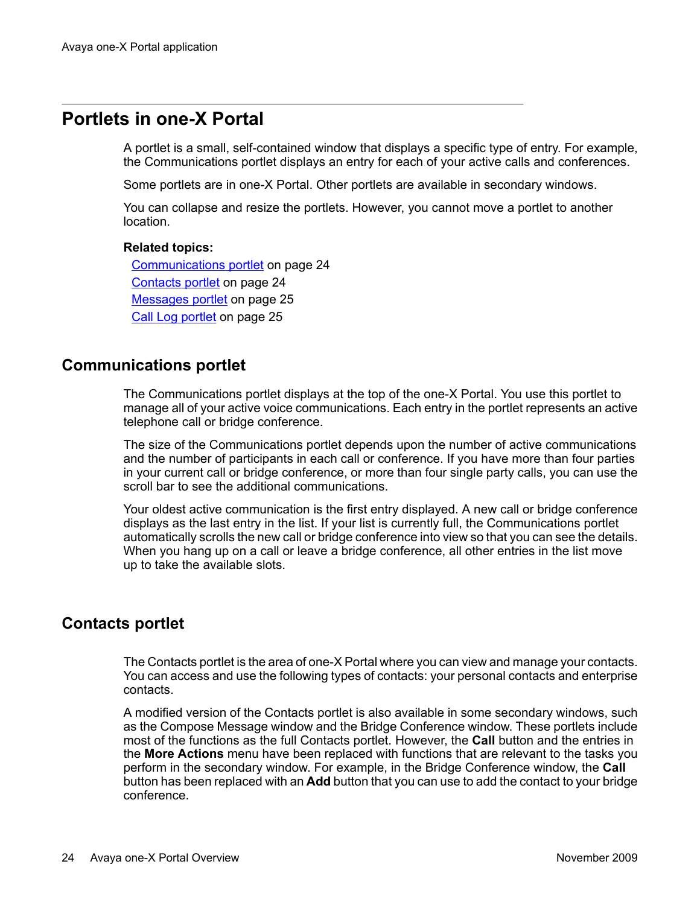# Portlets in one-X Portal

A portlet is a small, self-contained window that displays a specific type of entry. For example, the Communications portlet displays an entry for each of your active calls and conferences.

Some portlets are in one-X Portal. Other portlets are available in secondary windows.

You can collapse and resize the portlets. However, you cannot move a portlet to another location.

**Related topics:**

Communications portlet on page 24
Contacts portlet on page 24
Messages portlet on page 25
Call Log portlet on page 25

## Communications portlet

The Communications portlet displays at the top of the one-X Portal. You use this portlet to manage all of your active voice communications. Each entry in the portlet represents an active telephone call or bridge conference.

The size of the Communications portlet depends upon the number of active communications and the number of participants in each call or conference. If you have more than four parties in your current call or bridge conference, or more than four single party calls, you can use the scroll bar to see the additional communications.

Your oldest active communication is the first entry displayed. A new call or bridge conference displays as the last entry in the list. If your list is currently full, the Communications portlet automatically scrolls the new call or bridge conference into view so that you can see the details. When you hang up on a call or leave a bridge conference, all other entries in the list move up to take the available slots.

## Contacts portlet

The Contacts portlet is the area of one-X Portal where you can view and manage your contacts. You can access and use the following types of contacts: your personal contacts and enterprise contacts.

A modified version of the Contacts portlet is also available in some secondary windows, such as the Compose Message window and the Bridge Conference window. These portlets include most of the functions as the full Contacts portlet. However, the **Call** button and the entries in the **More Actions** menu have been replaced with functions that are relevant to the tasks you perform in the secondary window. For example, in the Bridge Conference window, the **Call** button has been replaced with an **Add** button that you can use to add the contact to your bridge conference.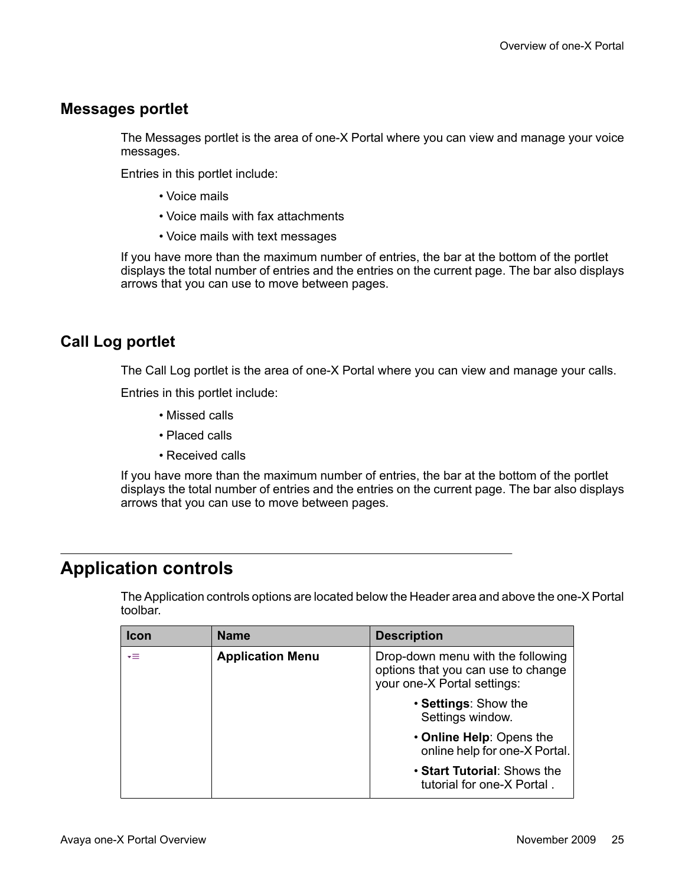## Messages portlet

The Messages portlet is the area of one-X Portal where you can view and manage your voice messages.

Entries in this portlet include:

- Voice mails
- Voice mails with fax attachments
- Voice mails with text messages

If you have more than the maximum number of entries, the bar at the bottom of the portlet displays the total number of entries and the entries on the current page. The bar also displays arrows that you can use to move between pages.

## Call Log portlet

The Call Log portlet is the area of one-X Portal where you can view and manage your calls.

Entries in this portlet include:

- Missed calls
- Placed calls
- Received calls

If you have more than the maximum number of entries, the bar at the bottom of the portlet displays the total number of entries and the entries on the current page. The bar also displays arrows that you can use to move between pages.

# Application controls

The Application controls options are located below the Header area and above the one-X Portal toolbar.

| Icon | Name | Description |
|---|---|---|
| ▾≡ | **Application Menu** | Drop-down menu with the following options that you can use to change your one-X Portal settings:<br>• **Settings**: Show the Settings window.<br>• **Online Help**: Opens the online help for one-X Portal.<br>• **Start Tutorial**: Shows the tutorial for one-X Portal . |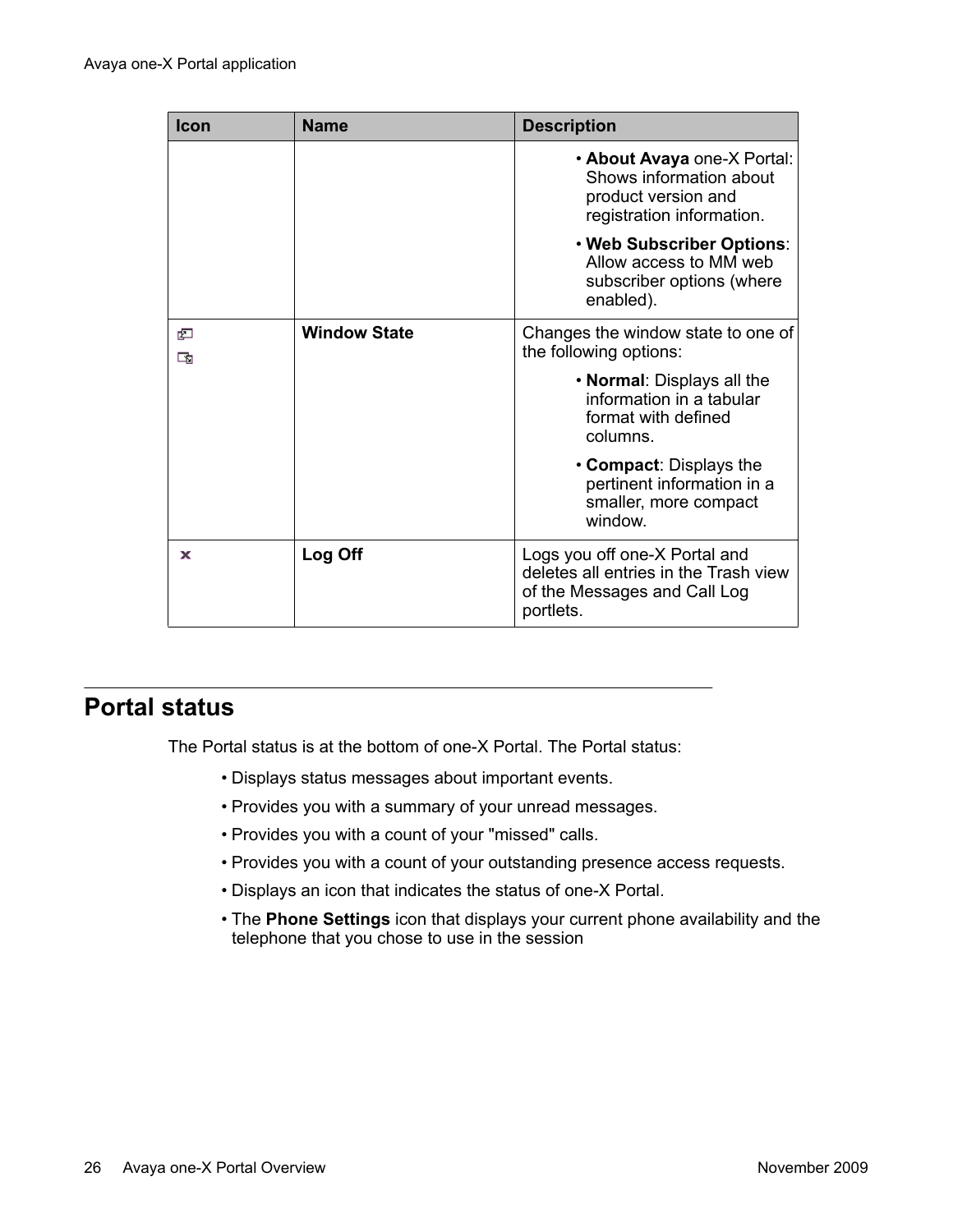| Icon | Name | Description |
| --- | --- | --- |
| | | • **About Avaya** one-X Portal: Shows information about product version and registration information.<br>• **Web Subscriber Options**: Allow access to MM web subscriber options (where enabled). |
| | **Window State** | Changes the window state to one of the following options:<br>• **Normal**: Displays all the information in a tabular format with defined columns.<br>• **Compact**: Displays the pertinent information in a smaller, more compact window. |
| | **Log Off** | Logs you off one-X Portal and deletes all entries in the Trash view of the Messages and Call Log portlets. |

## Portal status

The Portal status is at the bottom of one-X Portal. The Portal status:

- Displays status messages about important events.
- Provides you with a summary of your unread messages.
- Provides you with a count of your "missed" calls.
- Provides you with a count of your outstanding presence access requests.
- Displays an icon that indicates the status of one-X Portal.
- The **Phone Settings** icon that displays your current phone availability and the telephone that you chose to use in the session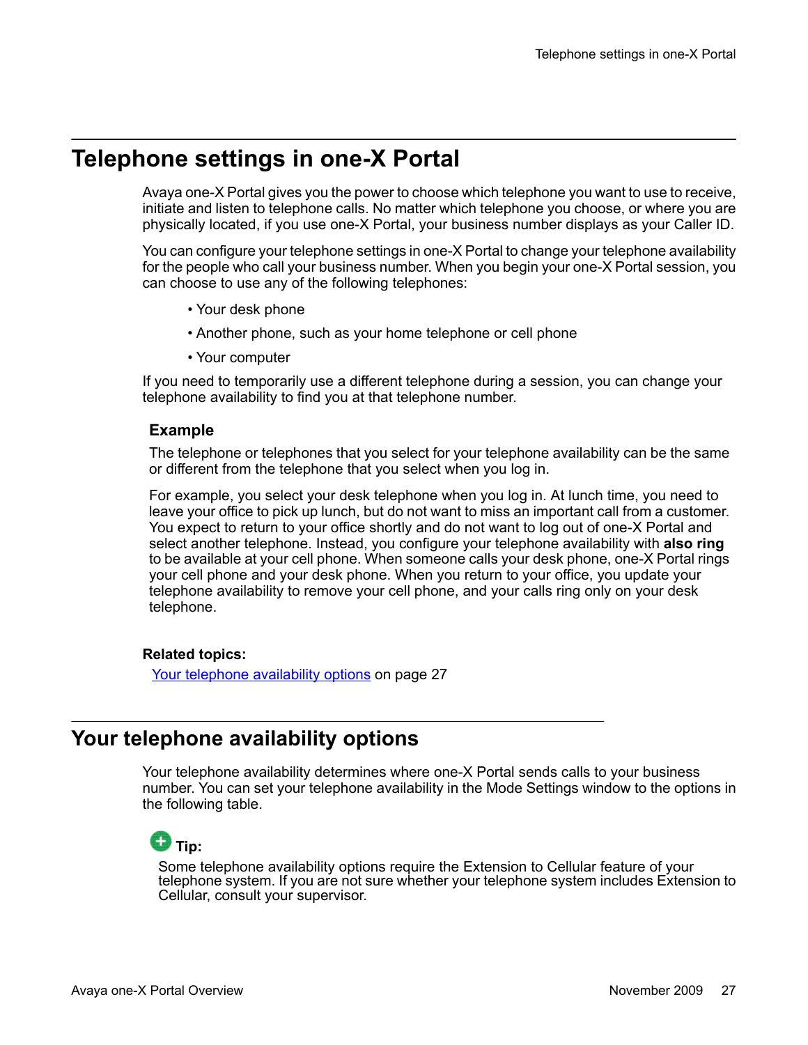# Telephone settings in one-X Portal

Avaya one-X Portal gives you the power to choose which telephone you want to use to receive, initiate and listen to telephone calls. No matter which telephone you choose, or where you are physically located, if you use one-X Portal, your business number displays as your Caller ID.

You can configure your telephone settings in one-X Portal to change your telephone availability for the people who call your business number. When you begin your one-X Portal session, you can choose to use any of the following telephones:

- Your desk phone
- Another phone, such as your home telephone or cell phone
- Your computer

If you need to temporarily use a different telephone during a session, you can change your telephone availability to find you at that telephone number.

### Example

The telephone or telephones that you select for your telephone availability can be the same or different from the telephone that you select when you log in.

For example, you select your desk telephone when you log in. At lunch time, you need to leave your office to pick up lunch, but do not want to miss an important call from a customer. You expect to return to your office shortly and do not want to log out of one-X Portal and select another telephone. Instead, you configure your telephone availability with **also ring** to be available at your cell phone. When someone calls your desk phone, one-X Portal rings your cell phone and your desk phone. When you return to your office, you update your telephone availability to remove your cell phone, and your calls ring only on your desk telephone.

**Related topics:**

Your telephone availability options on page 27

## Your telephone availability options

Your telephone availability determines where one-X Portal sends calls to your business number. You can set your telephone availability in the Mode Settings window to the options in the following table.

**Tip:**

Some telephone availability options require the Extension to Cellular feature of your telephone system. If you are not sure whether your telephone system includes Extension to Cellular, consult your supervisor.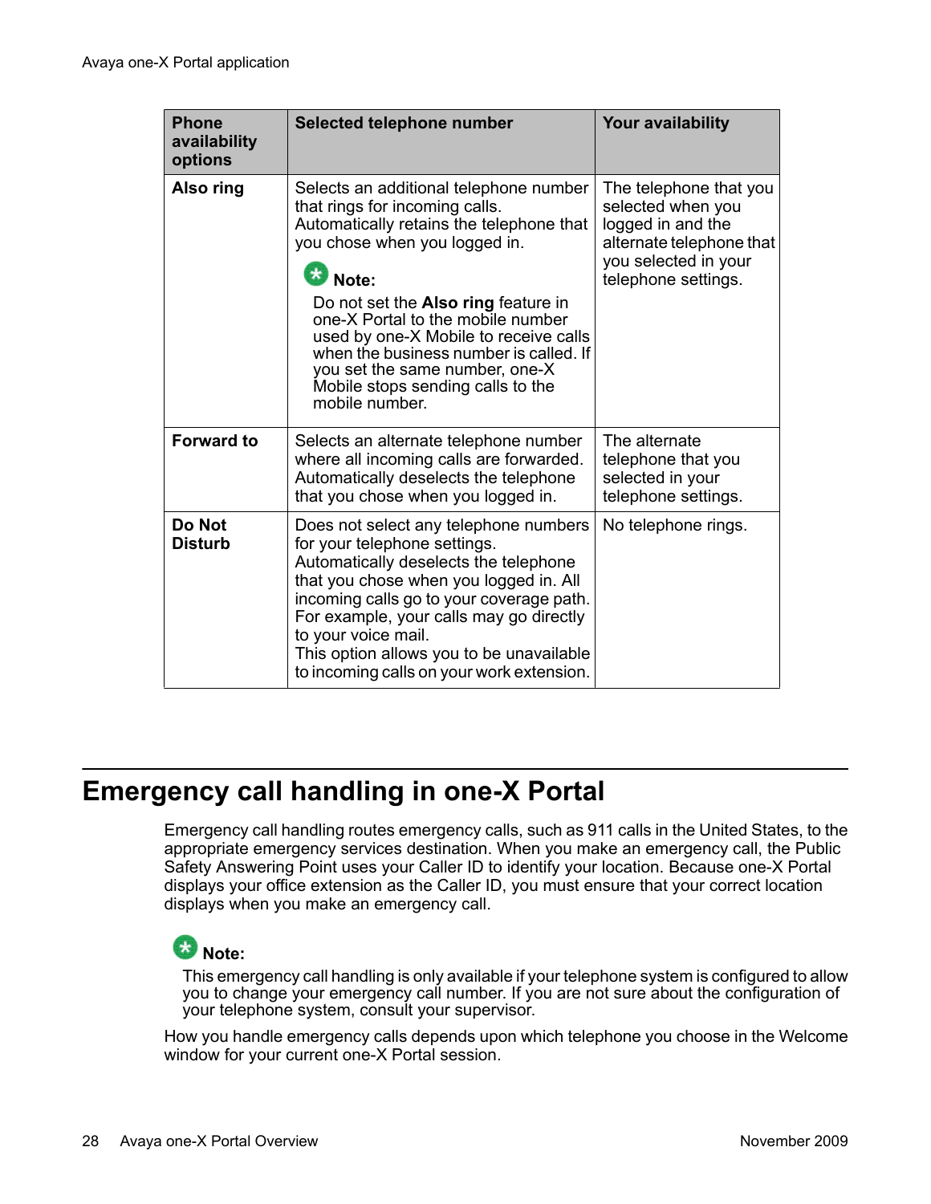| Phone availability options | Selected telephone number | Your availability |
| --- | --- | --- |
| **Also ring** | Selects an additional telephone number that rings for incoming calls. Automatically retains the telephone that you chose when you logged in. **Note:** Do not set the **Also ring** feature in one-X Portal to the mobile number used by one-X Mobile to receive calls when the business number is called. If you set the same number, one-X Mobile stops sending calls to the mobile number. | The telephone that you selected when you logged in and the alternate telephone that you selected in your telephone settings. |
| **Forward to** | Selects an alternate telephone number where all incoming calls are forwarded. Automatically deselects the telephone that you chose when you logged in. | The alternate telephone that you selected in your telephone settings. |
| **Do Not Disturb** | Does not select any telephone numbers for your telephone settings. Automatically deselects the telephone that you chose when you logged in. All incoming calls go to your coverage path. For example, your calls may go directly to your voice mail. This option allows you to be unavailable to incoming calls on your work extension. | No telephone rings. |

## Emergency call handling in one-X Portal

Emergency call handling routes emergency calls, such as 911 calls in the United States, to the appropriate emergency services destination. When you make an emergency call, the Public Safety Answering Point uses your Caller ID to identify your location. Because one-X Portal displays your office extension as the Caller ID, you must ensure that your correct location displays when you make an emergency call.

**Note:**

This emergency call handling is only available if your telephone system is configured to allow you to change your emergency call number. If you are not sure about the configuration of your telephone system, consult your supervisor.

How you handle emergency calls depends upon which telephone you choose in the Welcome window for your current one-X Portal session.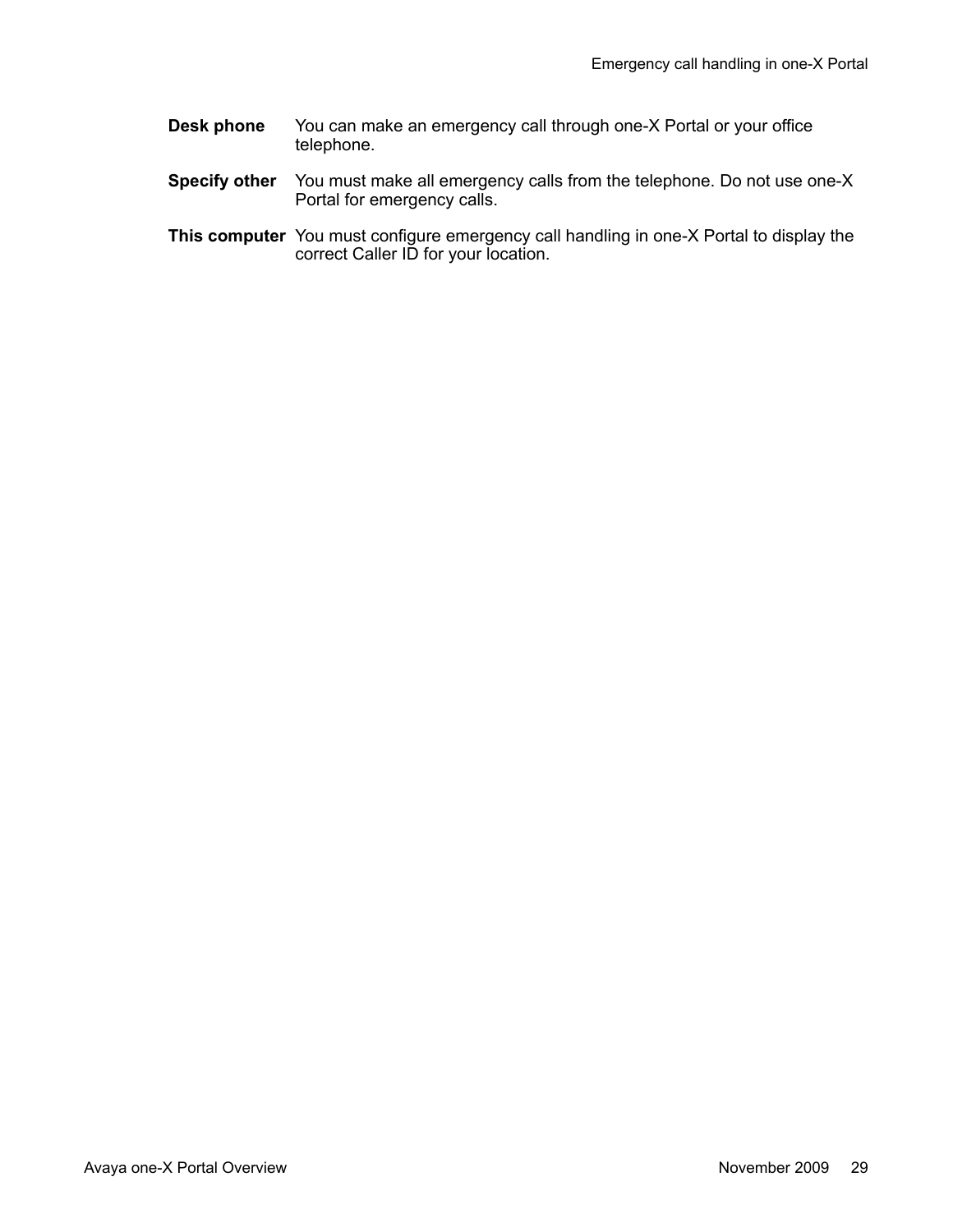| | |
|---|---|
| **Desk phone** | You can make an emergency call through one-X Portal or your office telephone. |
| **Specify other** | You must make all emergency calls from the telephone. Do not use one-X Portal for emergency calls. |
| **This computer** | You must configure emergency call handling in one-X Portal to display the correct Caller ID for your location. |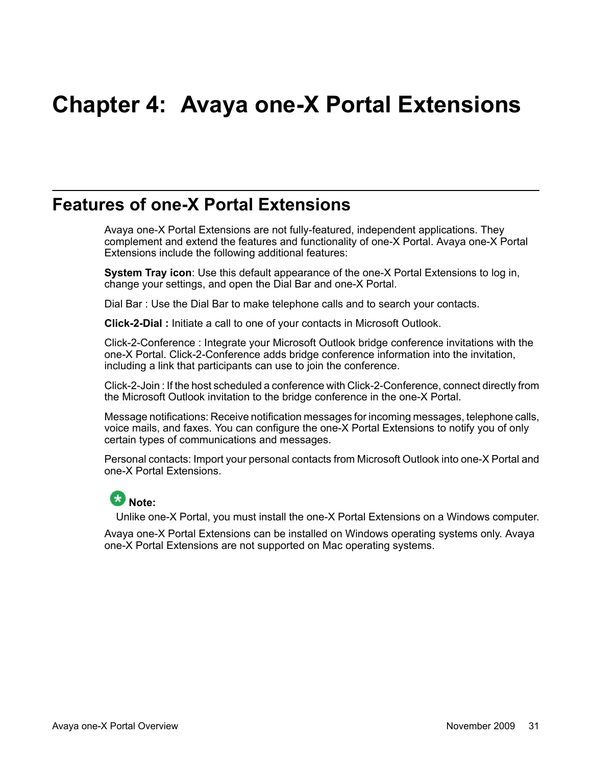# Chapter 4: Avaya one-X Portal Extensions

## Features of one-X Portal Extensions

Avaya one-X Portal Extensions are not fully-featured, independent applications. They complement and extend the features and functionality of one-X Portal. Avaya one-X Portal Extensions include the following additional features:

**System Tray icon**: Use this default appearance of the one-X Portal Extensions to log in, change your settings, and open the Dial Bar and one-X Portal.

Dial Bar : Use the Dial Bar to make telephone calls and to search your contacts.

**Click-2-Dial :** Initiate a call to one of your contacts in Microsoft Outlook.

Click-2-Conference : Integrate your Microsoft Outlook bridge conference invitations with the one-X Portal. Click-2-Conference adds bridge conference information into the invitation, including a link that participants can use to join the conference.

Click-2-Join : If the host scheduled a conference with Click-2-Conference, connect directly from the Microsoft Outlook invitation to the bridge conference in the one-X Portal.

Message notifications: Receive notification messages for incoming messages, telephone calls, voice mails, and faxes. You can configure the one-X Portal Extensions to notify you of only certain types of communications and messages.

Personal contacts: Import your personal contacts from Microsoft Outlook into one-X Portal and one-X Portal Extensions.

**Note:**

Unlike one-X Portal, you must install the one-X Portal Extensions on a Windows computer.

Avaya one-X Portal Extensions can be installed on Windows operating systems only. Avaya one-X Portal Extensions are not supported on Mac operating systems.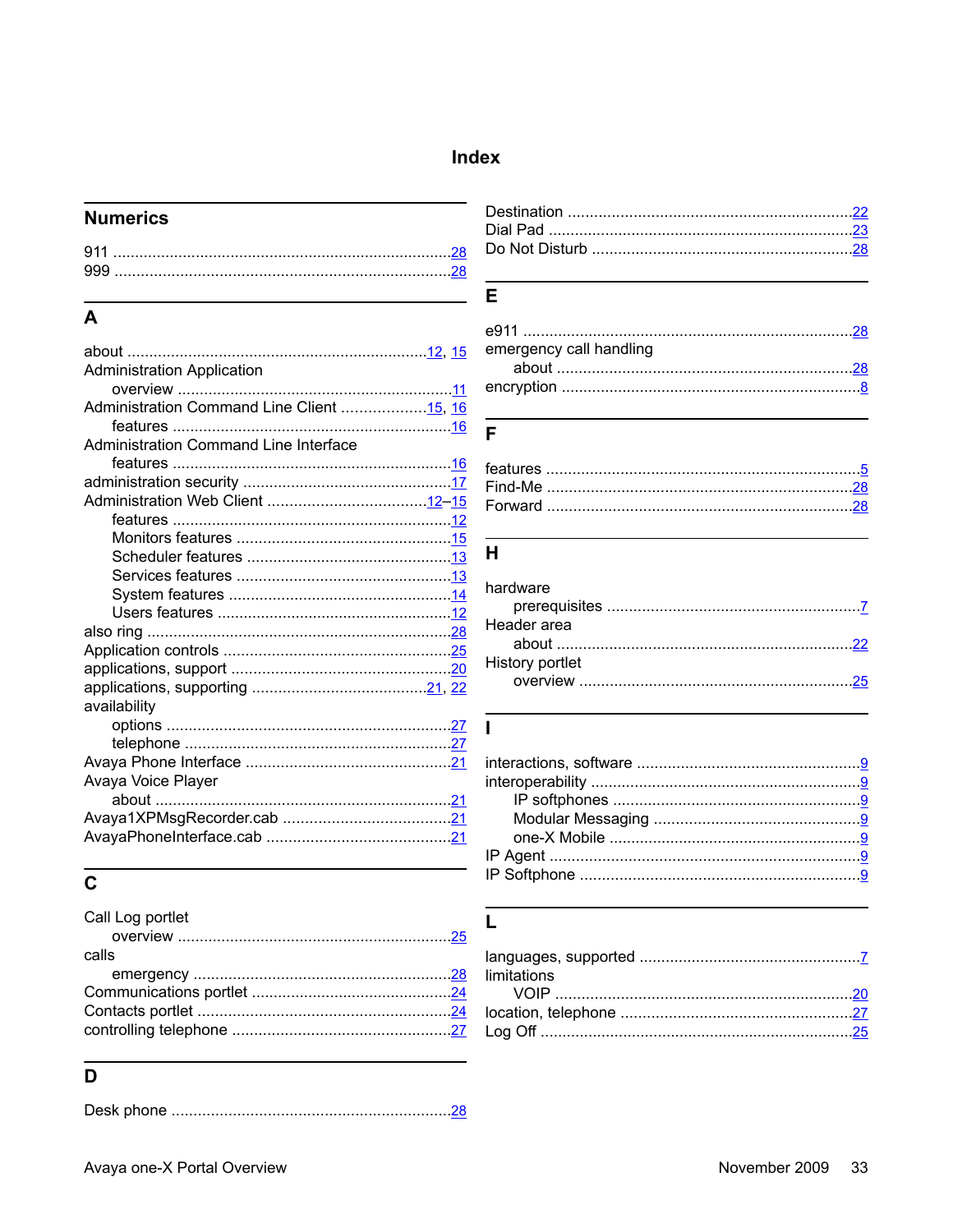# Index

## Numerics

911 .......... 28
999 .......... 28

## A

about .......... 12, 15
Administration Application
  overview .......... 11
Administration Command Line Client .......... 15, 16
  features .......... 16
Administration Command Line Interface
  features .......... 16
administration security .......... 17
Administration Web Client .......... 12–15
  features .......... 12
  Monitors features .......... 15
  Scheduler features .......... 13
  Services features .......... 13
  System features .......... 14
  Users features .......... 12
also ring .......... 28
Application controls .......... 25
applications, support .......... 20
applications, supporting .......... 21, 22
availability
  options .......... 27
  telephone .......... 27
Avaya Phone Interface .......... 21
Avaya Voice Player
  about .......... 21
Avaya1XPMsgRecorder.cab .......... 21
AvayaPhoneInterface.cab .......... 21

## C

Call Log portlet
  overview .......... 25
calls
  emergency .......... 28
Communications portlet .......... 24
Contacts portlet .......... 24
controlling telephone .......... 27

## D

Desk phone .......... 28
Destination .......... 22
Dial Pad .......... 23
Do Not Disturb .......... 28

## E

e911 .......... 28
emergency call handling
  about .......... 28
encryption .......... 8

## F

features .......... 5
Find-Me .......... 28
Forward .......... 28

## H

hardware
  prerequisites .......... 7
Header area
  about .......... 22
History portlet
  overview .......... 25

## I

interactions, software .......... 9
interoperability .......... 9
  IP softphones .......... 9
  Modular Messaging .......... 9
  one-X Mobile .......... 9
IP Agent .......... 9
IP Softphone .......... 9

## L

languages, supported .......... 7
limitations
  VOIP .......... 20
location, telephone .......... 27
Log Off .......... 25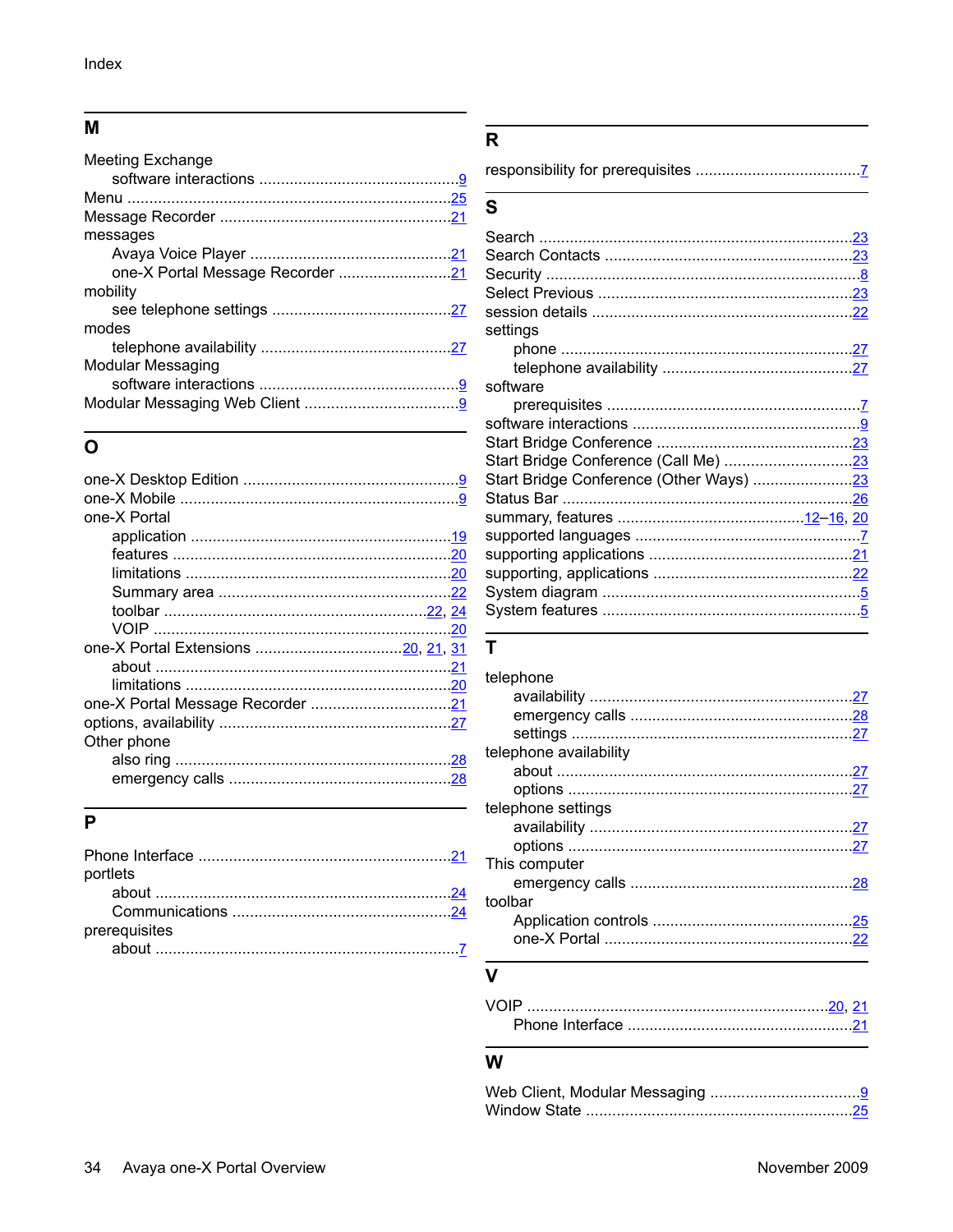## M

Meeting Exchange
  software interactions .............................................9
Menu .........................................................................25
Message Recorder ....................................................21
messages
  Avaya Voice Player ..............................................21
  one-X Portal Message Recorder ..........................21
mobility
  see telephone settings .........................................27
modes
  telephone availability ............................................27
Modular Messaging
  software interactions .............................................9
Modular Messaging Web Client ...................................9

## O

one-X Desktop Edition .................................................9
one-X Mobile ................................................................9
one-X Portal
  application ...........................................................19
  features ...............................................................20
  limitations ............................................................20
  Summary area .....................................................22
  toolbar ...........................................................22, 24
  VOIP ....................................................................20
one-X Portal Extensions ..................................20, 21, 31
  about ....................................................................21
  limitations ............................................................20
one-X Portal Message Recorder ................................21
options, availability .....................................................27
Other phone
  also ring ...............................................................28
  emergency calls ...................................................28

## P

Phone Interface ..........................................................21
portlets
  about ....................................................................24
  Communications ..................................................24
prerequisites
  about ......................................................................7

## R

responsibility for prerequisites .....................................7

## S

Search ........................................................................23
Search Contacts .........................................................23
Security ........................................................................8
Select Previous ...........................................................23
session details ............................................................22
settings
  phone ...................................................................27
  telephone availability ............................................27
software
  prerequisites ..........................................................7
software interactions ....................................................9
Start Bridge Conference .............................................23
Start Bridge Conference (Call Me) .............................23
Start Bridge Conference (Other Ways) .......................23
Status Bar ..................................................................26
summary, features ...........................................12–16, 20
supported languages ....................................................7
supporting applications ..............................................21
supporting, applications .............................................22
System diagram ...........................................................5
System features ...........................................................5

## T

telephone
  availability ............................................................27
  emergency calls ...................................................28
  settings ................................................................27
telephone availability
  about ....................................................................27
  options .................................................................27
telephone settings
  availability ............................................................27
  options .................................................................27
This computer
  emergency calls ...................................................28
toolbar
  Application controls .............................................25
  one-X Portal .........................................................22

## V

VOIP .....................................................................20, 21
  Phone Interface ....................................................21

## W

Web Client, Modular Messaging ..................................9
Window State .............................................................25